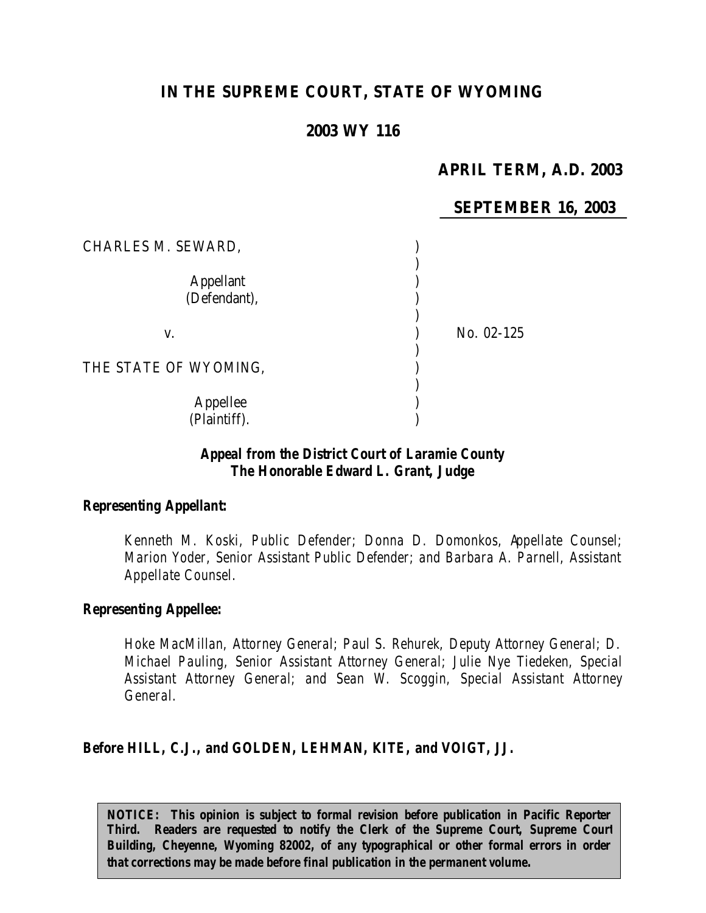# IN THE SUPREME COURT, STATE OF WYOMING

## 2003 WY 116

**APRIL TERM, A.D. 2003**

**SEPTEMBER 16, 2003**

CHARLES M. SEWARD,

Appellant (Defendant),

v.

THE STATE OF WYOMING,

Appellee (Plaintiff).

No. 02-125

**Appeal from the District Court of Laramie County**
**The Honorable Edward L. Grant, Judge**

**Representing Appellant:**

Kenneth M. Koski, Public Defender; Donna D. Domonkos, Appellate Counsel; Marion Yoder, Senior Assistant Public Defender; and Barbara A. Parnell, Assistant Appellate Counsel.

**Representing Appellee:**

Hoke MacMillan, Attorney General; Paul S. Rehurek, Deputy Attorney General; D. Michael Pauling, Senior Assistant Attorney General; Julie Nye Tiedeken, Special Assistant Attorney General; and Sean W. Scoggin, Special Assistant Attorney General.

**Before HILL, C.J., and GOLDEN, LEHMAN, KITE, and VOIGT, JJ.**

**NOTICE: This opinion is subject to formal revision before publication in Pacific Reporter Third. Readers are requested to notify the Clerk of the Supreme Court, Supreme Court Building, Cheyenne, Wyoming 82002, of any typographical or other formal errors in order that corrections may be made before final publication in the permanent volume.**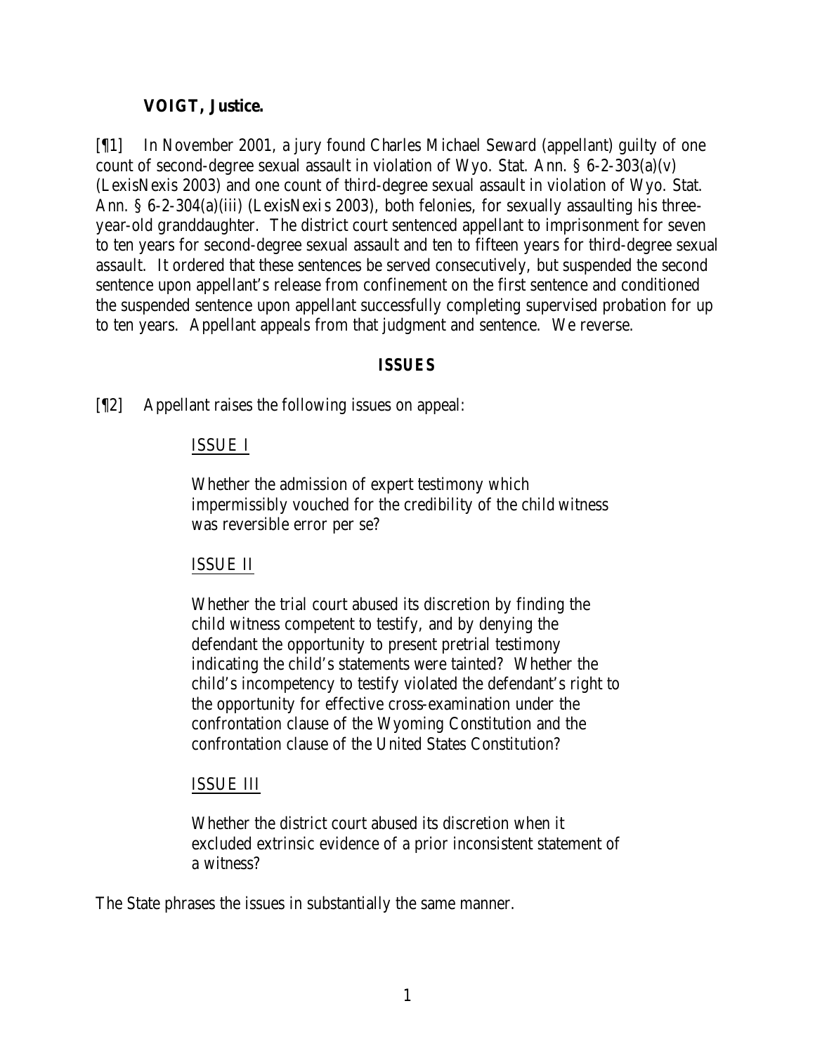**VOIGT, Justice.**

[¶1] In November 2001, a jury found Charles Michael Seward (appellant) guilty of one count of second-degree sexual assault in violation of Wyo. Stat. Ann. § 6-2-303(a)(v) (LexisNexis 2003) and one count of third-degree sexual assault in violation of Wyo. Stat. Ann. § 6-2-304(a)(iii) (LexisNexis 2003), both felonies, for sexually assaulting his three-year-old granddaughter. The district court sentenced appellant to imprisonment for seven to ten years for second-degree sexual assault and ten to fifteen years for third-degree sexual assault. It ordered that these sentences be served consecutively, but suspended the second sentence upon appellant's release from confinement on the first sentence and conditioned the suspended sentence upon appellant successfully completing supervised probation for up to ten years. Appellant appeals from that judgment and sentence. We reverse.

## ISSUES

[¶2] Appellant raises the following issues on appeal:

> <u>ISSUE I</u>
>
> Whether the admission of expert testimony which impermissibly vouched for the credibility of the child witness was reversible error per se?
>
> <u>ISSUE II</u>
>
> Whether the trial court abused its discretion by finding the child witness competent to testify, and by denying the defendant the opportunity to present pretrial testimony indicating the child's statements were tainted? Whether the child's incompetency to testify violated the defendant's right to the opportunity for effective cross-examination under the confrontation clause of the Wyoming Constitution and the confrontation clause of the United States Constitution?
>
> <u>ISSUE III</u>
>
> Whether the district court abused its discretion when it excluded extrinsic evidence of a prior inconsistent statement of a witness?

The State phrases the issues in substantially the same manner.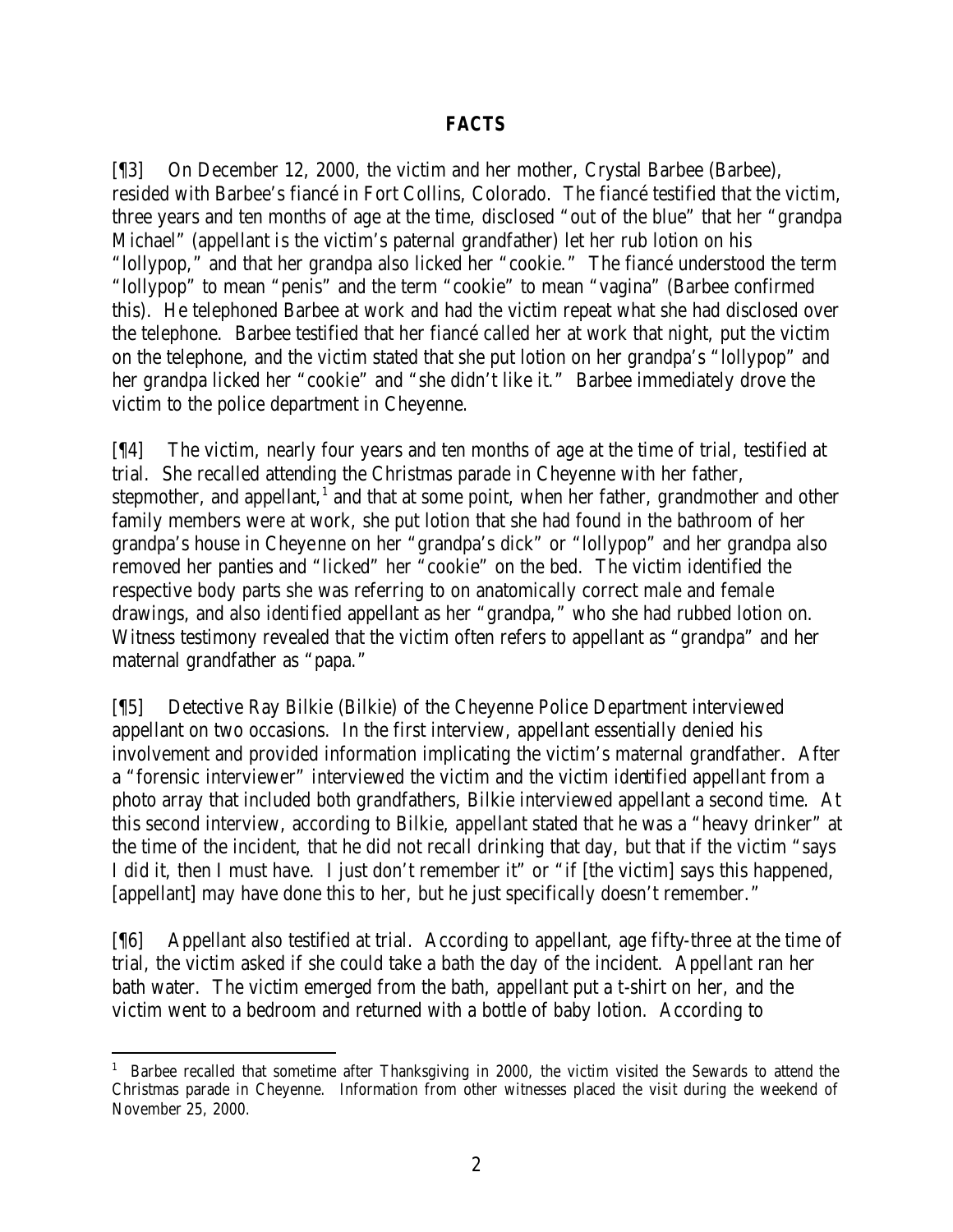## FACTS

[¶3] On December 12, 2000, the victim and her mother, Crystal Barbee (Barbee), resided with Barbee's fiancé in Fort Collins, Colorado. The fiancé testified that the victim, three years and ten months of age at the time, disclosed "out of the blue" that her "grandpa Michael" (appellant is the victim's paternal grandfather) let her rub lotion on his "lollypop," and that her grandpa also licked her "cookie." The fiancé understood the term "lollypop" to mean "penis" and the term "cookie" to mean "vagina" (Barbee confirmed this). He telephoned Barbee at work and had the victim repeat what she had disclosed over the telephone. Barbee testified that her fiancé called her at work that night, put the victim on the telephone, and the victim stated that she put lotion on her grandpa's "lollypop" and her grandpa licked her "cookie" and "she didn't like it." Barbee immediately drove the victim to the police department in Cheyenne.

[¶4] The victim, nearly four years and ten months of age at the time of trial, testified at trial. She recalled attending the Christmas parade in Cheyenne with her father, stepmother, and appellant,[1] and that at some point, when her father, grandmother and other family members were at work, she put lotion that she had found in the bathroom of her grandpa's house in Cheyenne on her "grandpa's dick" or "lollypop" and her grandpa also removed her panties and "licked" her "cookie" on the bed. The victim identified the respective body parts she was referring to on anatomically correct male and female drawings, and also identified appellant as her "grandpa," who she had rubbed lotion on. Witness testimony revealed that the victim often refers to appellant as "grandpa" and her maternal grandfather as "papa."

[¶5] Detective Ray Bilkie (Bilkie) of the Cheyenne Police Department interviewed appellant on two occasions. In the first interview, appellant essentially denied his involvement and provided information implicating the victim's maternal grandfather. After a "forensic interviewer" interviewed the victim and the victim identified appellant from a photo array that included both grandfathers, Bilkie interviewed appellant a second time. At this second interview, according to Bilkie, appellant stated that he was a "heavy drinker" at the time of the incident, that he did not recall drinking that day, but that if the victim "says I did it, then I must have. I just don't remember it" or "if [the victim] says this happened, [appellant] may have done this to her, but he just specifically doesn't remember."

[¶6] Appellant also testified at trial. According to appellant, age fifty-three at the time of trial, the victim asked if she could take a bath the day of the incident. Appellant ran her bath water. The victim emerged from the bath, appellant put a t-shirt on her, and the victim went to a bedroom and returned with a bottle of baby lotion. According to

---

[1] Barbee recalled that sometime after Thanksgiving in 2000, the victim visited the Sewards to attend the Christmas parade in Cheyenne. Information from other witnesses placed the visit during the weekend of November 25, 2000.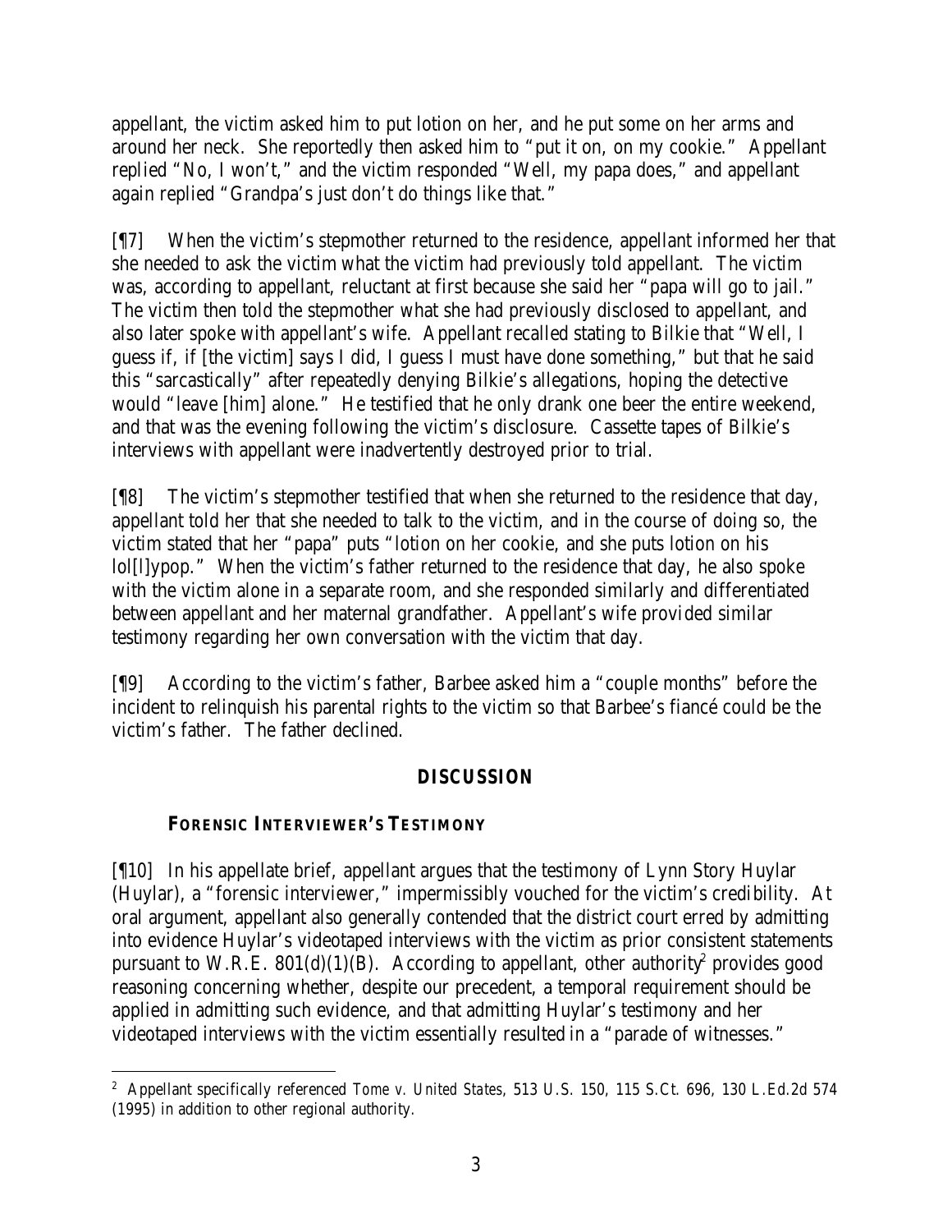appellant, the victim asked him to put lotion on her, and he put some on her arms and around her neck. She reportedly then asked him to "put it on, on my cookie." Appellant replied "No, I won't," and the victim responded "Well, my papa does," and appellant again replied "Grandpa's just don't do things like that."

[¶7] When the victim's stepmother returned to the residence, appellant informed her that she needed to ask the victim what the victim had previously told appellant. The victim was, according to appellant, reluctant at first because she said her "papa will go to jail." The victim then told the stepmother what she had previously disclosed to appellant, and also later spoke with appellant's wife. Appellant recalled stating to Bilkie that "Well, I guess if, if [the victim] says I did, I guess I must have done something," but that he said this "sarcastically" after repeatedly denying Bilkie's allegations, hoping the detective would "leave [him] alone." He testified that he only drank one beer the entire weekend, and that was the evening following the victim's disclosure. Cassette tapes of Bilkie's interviews with appellant were inadvertently destroyed prior to trial.

[¶8] The victim's stepmother testified that when she returned to the residence that day, appellant told her that she needed to talk to the victim, and in the course of doing so, the victim stated that her "papa" puts "lotion on her cookie, and she puts lotion on his lol[l]ypop." When the victim's father returned to the residence that day, he also spoke with the victim alone in a separate room, and she responded similarly and differentiated between appellant and her maternal grandfather. Appellant's wife provided similar testimony regarding her own conversation with the victim that day.

[¶9] According to the victim's father, Barbee asked him a "couple months" before the incident to relinquish his parental rights to the victim so that Barbee's fiancé could be the victim's father. The father declined.

## DISCUSSION

### FORENSIC INTERVIEWER'S TESTIMONY

[¶10] In his appellate brief, appellant argues that the testimony of Lynn Story Huylar (Huylar), a "forensic interviewer," impermissibly vouched for the victim's credibility. At oral argument, appellant also generally contended that the district court erred by admitting into evidence Huylar's videotaped interviews with the victim as prior consistent statements pursuant to W.R.E. 801(d)(1)(B). According to appellant, other authority[2] provides good reasoning concerning whether, despite our precedent, a temporal requirement should be applied in admitting such evidence, and that admitting Huylar's testimony and her videotaped interviews with the victim essentially resulted in a "parade of witnesses."

---

[2] Appellant specifically referenced *Tome v. United States*, 513 U.S. 150, 115 S.Ct. 696, 130 L.Ed.2d 574 (1995) in addition to other regional authority.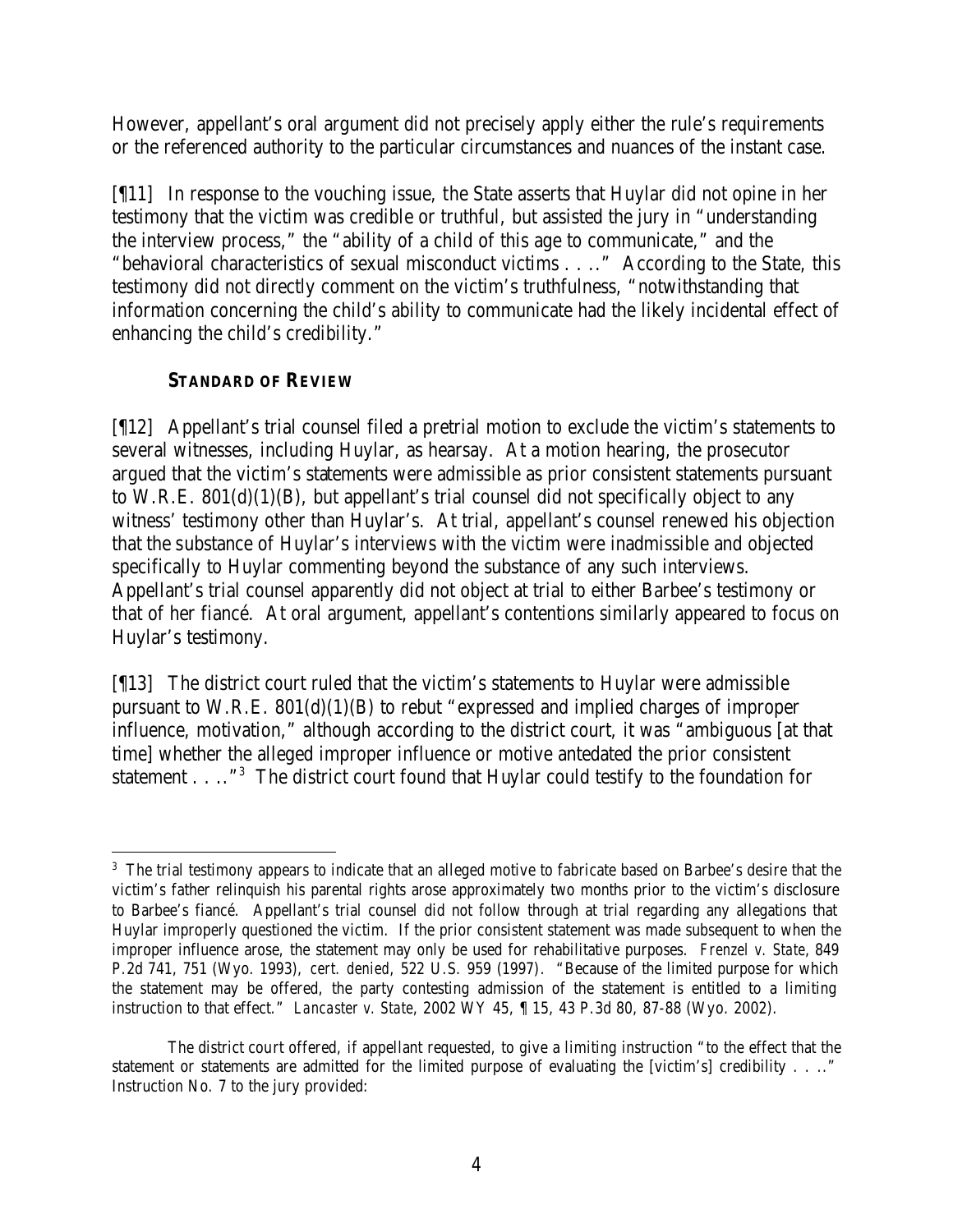However, appellant's oral argument did not precisely apply either the rule's requirements or the referenced authority to the particular circumstances and nuances of the instant case.

[¶11] In response to the vouching issue, the State asserts that Huylar did not opine in her testimony that the victim was credible or truthful, but assisted the jury in "understanding the interview process," the "ability of a child of this age to communicate," and the "behavioral characteristics of sexual misconduct victims . . .." According to the State, this testimony did not directly comment on the victim's truthfulness, "notwithstanding that information concerning the child's ability to communicate had the likely incidental effect of enhancing the child's credibility."

## STANDARD OF REVIEW

[¶12] Appellant's trial counsel filed a pretrial motion to exclude the victim's statements to several witnesses, including Huylar, as hearsay. At a motion hearing, the prosecutor argued that the victim's statements were admissible as prior consistent statements pursuant to W.R.E. 801(d)(1)(B), but appellant's trial counsel did not specifically object to any witness' testimony other than Huylar's. At trial, appellant's counsel renewed his objection that the substance of Huylar's interviews with the victim were inadmissible and objected specifically to Huylar commenting beyond the substance of any such interviews. Appellant's trial counsel apparently did not object at trial to either Barbee's testimony or that of her fiancé. At oral argument, appellant's contentions similarly appeared to focus on Huylar's testimony.

[¶13] The district court ruled that the victim's statements to Huylar were admissible pursuant to W.R.E. 801(d)(1)(B) to rebut "expressed and implied charges of improper influence, motivation," although according to the district court, it was "ambiguous [at that time] whether the alleged improper influence or motive antedated the prior consistent statement . . .."[3] The district court found that Huylar could testify to the foundation for

---

[3] The trial testimony appears to indicate that an alleged motive to fabricate based on Barbee's desire that the victim's father relinquish his parental rights arose approximately two months prior to the victim's disclosure to Barbee's fiancé. Appellant's trial counsel did not follow through at trial regarding any allegations that Huylar improperly questioned the victim. If the prior consistent statement was made subsequent to when the improper influence arose, the statement may only be used for rehabilitative purposes. *Frenzel v. State*, 849 P.2d 741, 751 (Wyo. 1993), *cert. denied*, 522 U.S. 959 (1997). "Because of the limited purpose for which the statement may be offered, the party contesting admission of the statement is entitled to a limiting instruction to that effect." *Lancaster v. State*, 2002 WY 45, ¶ 15, 43 P.3d 80, 87-88 (Wyo. 2002).

The district court offered, if appellant requested, to give a limiting instruction "to the effect that the statement or statements are admitted for the limited purpose of evaluating the [victim's] credibility . . .." Instruction No. 7 to the jury provided: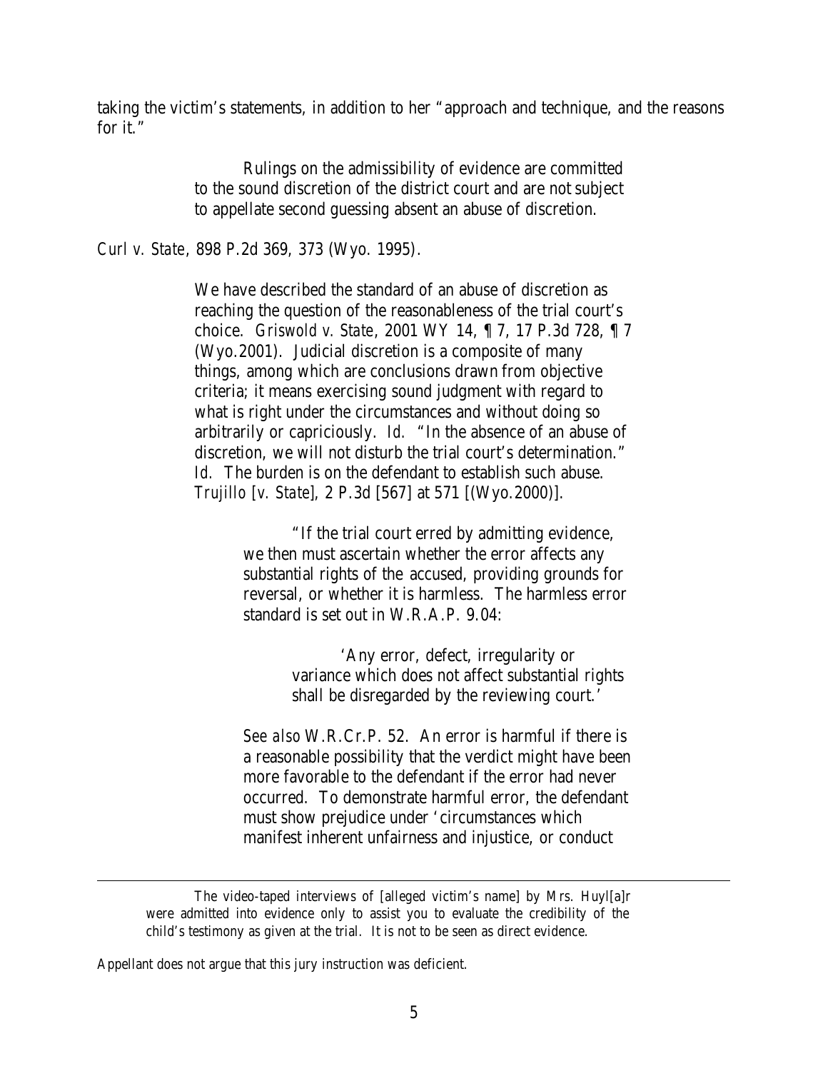taking the victim's statements, in addition to her "approach and technique, and the reasons for it."

> Rulings on the admissibility of evidence are committed to the sound discretion of the district court and are not subject to appellate second guessing absent an abuse of discretion.

*Curl v. State*, 898 P.2d 369, 373 (Wyo. 1995).

> We have described the standard of an abuse of discretion as reaching the question of the reasonableness of the trial court's choice. *Griswold v. State*, 2001 WY 14, ¶ 7, 17 P.3d 728, ¶ 7 (Wyo.2001). Judicial discretion is a composite of many things, among which are conclusions drawn from objective criteria; it means exercising sound judgment with regard to what is right under the circumstances and without doing so arbitrarily or capriciously. *Id.* "In the absence of an abuse of discretion, we will not disturb the trial court's determination." *Id.* The burden is on the defendant to establish such abuse. *Trujillo [v. State]*, 2 P.3d [567] at 571 [(Wyo.2000)].
>
> > "If the trial court erred by admitting evidence, we then must ascertain whether the error affects any substantial rights of the accused, providing grounds for reversal, or whether it is harmless. The harmless error standard is set out in W.R.A.P. 9.04:
> >
> > > 'Any error, defect, irregularity or variance which does not affect substantial rights shall be disregarded by the reviewing court.'
> >
> > *See also* W.R.Cr.P. 52. An error is harmful if there is a reasonable possibility that the verdict might have been more favorable to the defendant if the error had never occurred. To demonstrate harmful error, the defendant must show prejudice under 'circumstances which manifest inherent unfairness and injustice, or conduct

---

The video-taped interviews of [alleged victim's name] by Mrs. Huyl[a]r were admitted into evidence only to assist you to evaluate the credibility of the child's testimony as given at the trial. It is not to be seen as direct evidence.

Appellant does not argue that this jury instruction was deficient.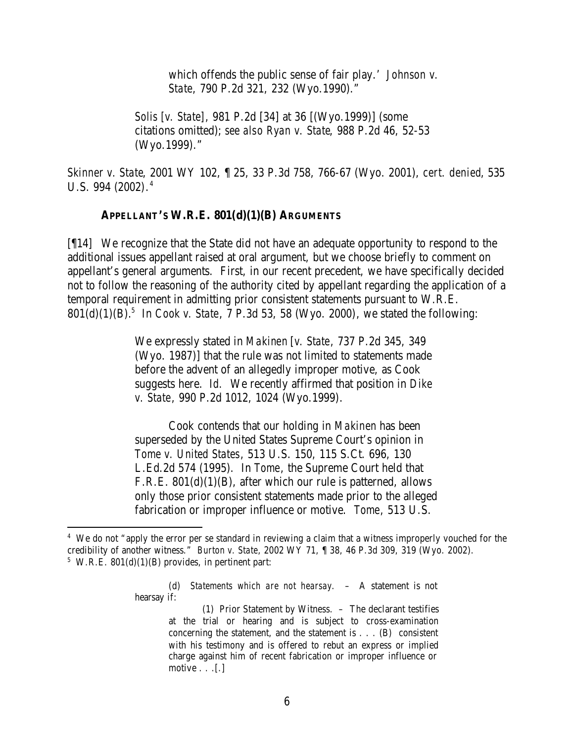> which offends the public sense of fair play.' *Johnson v. State*, 790 P.2d 321, 232 (Wyo.1990)."
>
> *Solis [v. State]*, 981 P.2d [34] at 36 [(Wyo.1999)] (some citations omitted); *see also Ryan v. State*, 988 P.2d 46, 52-53 (Wyo.1999)."

*Skinner v. State*, 2001 WY 102, ¶ 25, 33 P.3d 758, 766-67 (Wyo. 2001), *cert. denied*, 535 U.S. 994 (2002).[4]

**APPELLANT'S W.R.E. 801(d)(1)(B) ARGUMENTS**

[¶14] We recognize that the State did not have an adequate opportunity to respond to the additional issues appellant raised at oral argument, but we choose briefly to comment on appellant's general arguments. First, in our recent precedent, we have specifically decided not to follow the reasoning of the authority cited by appellant regarding the application of a temporal requirement in admitting prior consistent statements pursuant to W.R.E. 801(d)(1)(B).[5] In *Cook v. State*, 7 P.3d 53, 58 (Wyo. 2000), we stated the following:

> We expressly stated in *Makinen [v. State*, 737 P.2d 345, 349 (Wyo. 1987)] that the rule was not limited to statements made before the advent of an allegedly improper motive, as Cook suggests here. *Id.* We recently affirmed that position in *Dike v. State*, 990 P.2d 1012, 1024 (Wyo.1999).
>
> Cook contends that our holding in *Makinen* has been superseded by the United States Supreme Court's opinion in *Tome v. United States*, 513 U.S. 150, 115 S.Ct. 696, 130 L.Ed.2d 574 (1995). In *Tome*, the Supreme Court held that F.R.E. 801(d)(1)(B), after which our rule is patterned, allows only those prior consistent statements made prior to the alleged fabrication or improper influence or motive. *Tome*, 513 U.S.

---

[4] We do not "apply the error per se standard in reviewing a claim that a witness improperly vouched for the credibility of another witness." *Burton v. State*, 2002 WY 71, ¶ 38, 46 P.3d 309, 319 (Wyo. 2002).

[5] W.R.E. 801(d)(1)(B) provides, in pertinent part:

> (d) *Statements which are not hearsay.* – A statement is not hearsay if:
>
> (1) Prior Statement by Witness. – The declarant testifies at the trial or hearing and is subject to cross-examination concerning the statement, and the statement is . . . (B) consistent with his testimony and is offered to rebut an express or implied charge against him of recent fabrication or improper influence or motive . . .[.]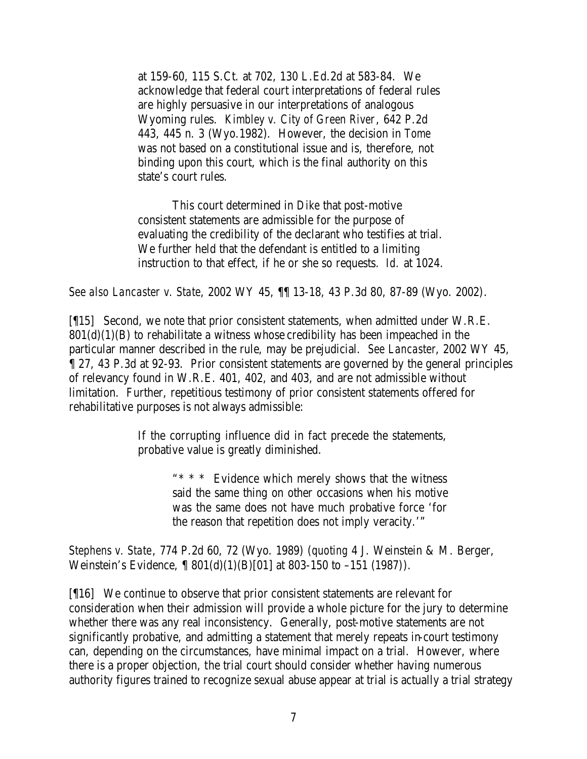> at 159-60, 115 S.Ct. at 702, 130 L.Ed.2d at 583-84. We acknowledge that federal court interpretations of federal rules are highly persuasive in our interpretations of analogous Wyoming rules. *Kimbley v. City of Green River*, 642 P.2d 443, 445 n. 3 (Wyo.1982). However, the decision in *Tome* was not based on a constitutional issue and is, therefore, not binding upon this court, which is the final authority on this state's court rules.
>
> This court determined in *Dike* that post-motive consistent statements are admissible for the purpose of evaluating the credibility of the declarant who testifies at trial. We further held that the defendant is entitled to a limiting instruction to that effect, if he or she so requests. *Id.* at 1024.

*See also Lancaster v. State*, 2002 WY 45, ¶¶ 13-18, 43 P.3d 80, 87-89 (Wyo. 2002).

[¶15] Second, we note that prior consistent statements, when admitted under W.R.E. 801(d)(1)(B) to rehabilitate a witness whose credibility has been impeached in the particular manner described in the rule, may be prejudicial. *See Lancaster*, 2002 WY 45, ¶ 27, 43 P.3d at 92-93. Prior consistent statements are governed by the general principles of relevancy found in W.R.E. 401, 402, and 403, and are not admissible without limitation. Further, repetitious testimony of prior consistent statements offered for rehabilitative purposes is not always admissible:

> If the corrupting influence did in fact precede the statements, probative value is greatly diminished.
>
> > "* * * Evidence which merely shows that the witness said the same thing on other occasions when his motive was the same does not have much probative force 'for the reason that repetition does not imply veracity.'"

*Stephens v. State*, 774 P.2d 60, 72 (Wyo. 1989) (*quoting* 4 J. Weinstein & M. Berger, Weinstein's Evidence, ¶ 801(d)(1)(B)[01] at 803-150 to –151 (1987)).

[¶16] We continue to observe that prior consistent statements are relevant for consideration when their admission will provide a whole picture for the jury to determine whether there was any real inconsistency. Generally, post-motive statements are not significantly probative, and admitting a statement that merely repeats in-court testimony can, depending on the circumstances, have minimal impact on a trial. However, where there is a proper objection, the trial court should consider whether having numerous authority figures trained to recognize sexual abuse appear at trial is actually a trial strategy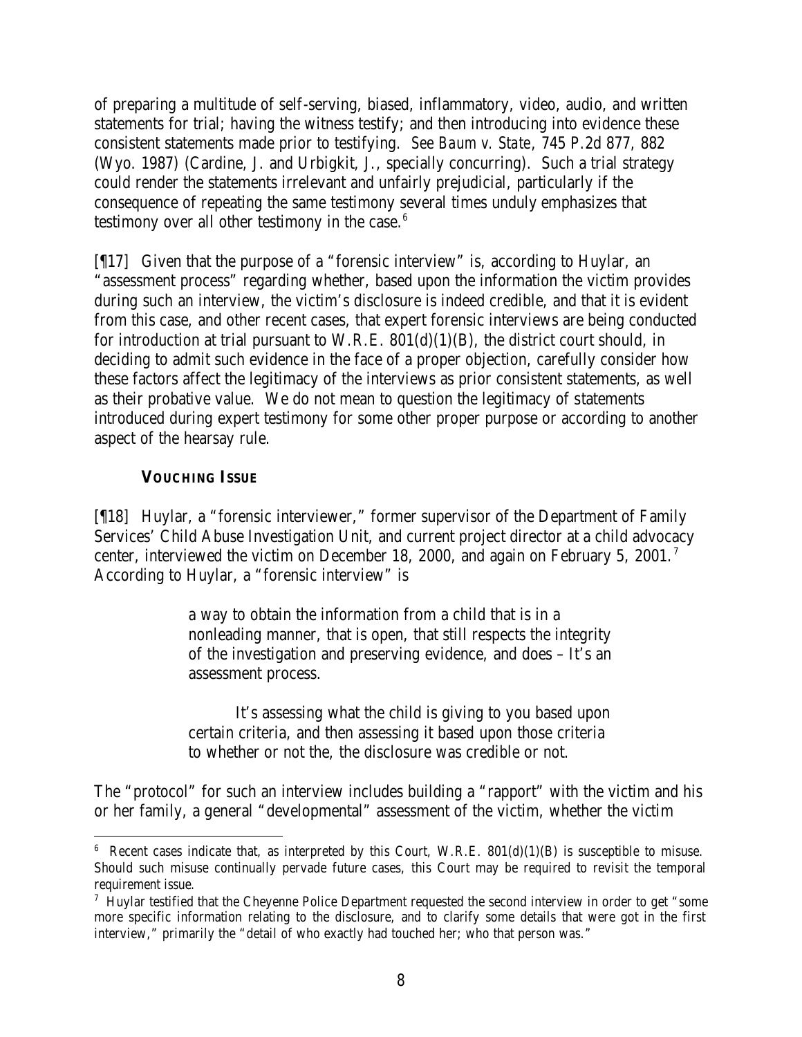of preparing a multitude of self-serving, biased, inflammatory, video, audio, and written statements for trial; having the witness testify; and then introducing into evidence these consistent statements made prior to testifying. *See Baum v. State*, 745 P.2d 877, 882 (Wyo. 1987) (Cardine, J. and Urbigkit, J., specially concurring). Such a trial strategy could render the statements irrelevant and unfairly prejudicial, particularly if the consequence of repeating the same testimony several times unduly emphasizes that testimony over all other testimony in the case.[6]

[¶17] Given that the purpose of a "forensic interview" is, according to Huylar, an "assessment process" regarding whether, based upon the information the victim provides during such an interview, the victim's disclosure is indeed credible, and that it is evident from this case, and other recent cases, that expert forensic interviews are being conducted for introduction at trial pursuant to W.R.E. 801(d)(1)(B), the district court should, in deciding to admit such evidence in the face of a proper objection, carefully consider how these factors affect the legitimacy of the interviews as prior consistent statements, as well as their probative value. We do not mean to question the legitimacy of statements introduced during expert testimony for some other proper purpose or according to another aspect of the hearsay rule.

### **VOUCHING ISSUE**

[¶18] Huylar, a "forensic interviewer," former supervisor of the Department of Family Services' Child Abuse Investigation Unit, and current project director at a child advocacy center, interviewed the victim on December 18, 2000, and again on February 5, 2001.[7] According to Huylar, a "forensic interview" is

> a way to obtain the information from a child that is in a nonleading manner, that is open, that still respects the integrity of the investigation and preserving evidence, and does – It's an assessment process.
>
> It's assessing what the child is giving to you based upon certain criteria, and then assessing it based upon those criteria to whether or not the, the disclosure was credible or not.

The "protocol" for such an interview includes building a "rapport" with the victim and his or her family, a general "developmental" assessment of the victim, whether the victim

---

[6] Recent cases indicate that, as interpreted by this Court, W.R.E. 801(d)(1)(B) is susceptible to misuse. Should such misuse continually pervade future cases, this Court may be required to revisit the temporal requirement issue.

[7] Huylar testified that the Cheyenne Police Department requested the second interview in order to get "some more specific information relating to the disclosure, and to clarify some details that were got in the first interview," primarily the "detail of who exactly had touched her; who that person was."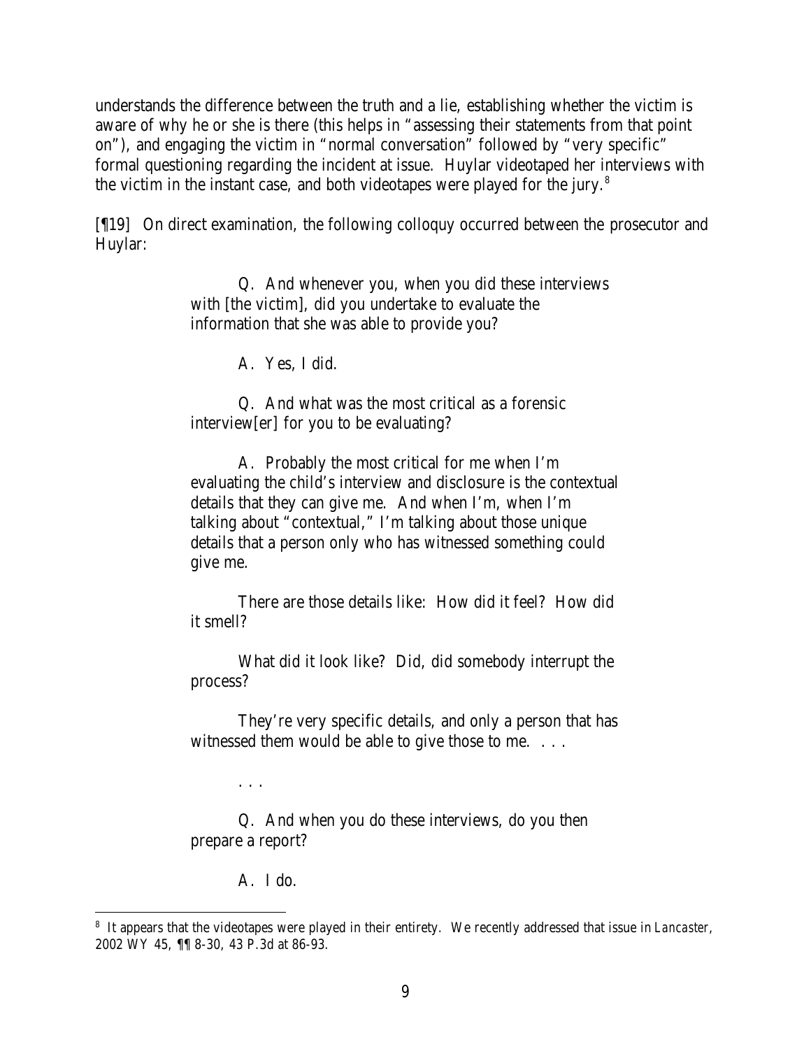understands the difference between the truth and a lie, establishing whether the victim is aware of why he or she is there (this helps in "assessing their statements from that point on"), and engaging the victim in "normal conversation" followed by "very specific" formal questioning regarding the incident at issue. Huylar videotaped her interviews with the victim in the instant case, and both videotapes were played for the jury.[8]

[¶19] On direct examination, the following colloquy occurred between the prosecutor and Huylar:

> Q. And whenever you, when you did these interviews with [the victim], did you undertake to evaluate the information that she was able to provide you?
>
> A. Yes, I did.
>
> Q. And what was the most critical as a forensic interview[er] for you to be evaluating?
>
> A. Probably the most critical for me when I'm evaluating the child's interview and disclosure is the contextual details that they can give me. And when I'm, when I'm talking about "contextual," I'm talking about those unique details that a person only who has witnessed something could give me.
>
> There are those details like: How did it feel? How did it smell?
>
> What did it look like? Did, did somebody interrupt the process?
>
> They're very specific details, and only a person that has witnessed them would be able to give those to me. . . .
>
> . . .
>
> Q. And when you do these interviews, do you then prepare a report?
>
> A. I do.

[8] It appears that the videotapes were played in their entirety. We recently addressed that issue in *Lancaster*, 2002 WY 45, ¶¶ 8-30, 43 P.3d at 86-93.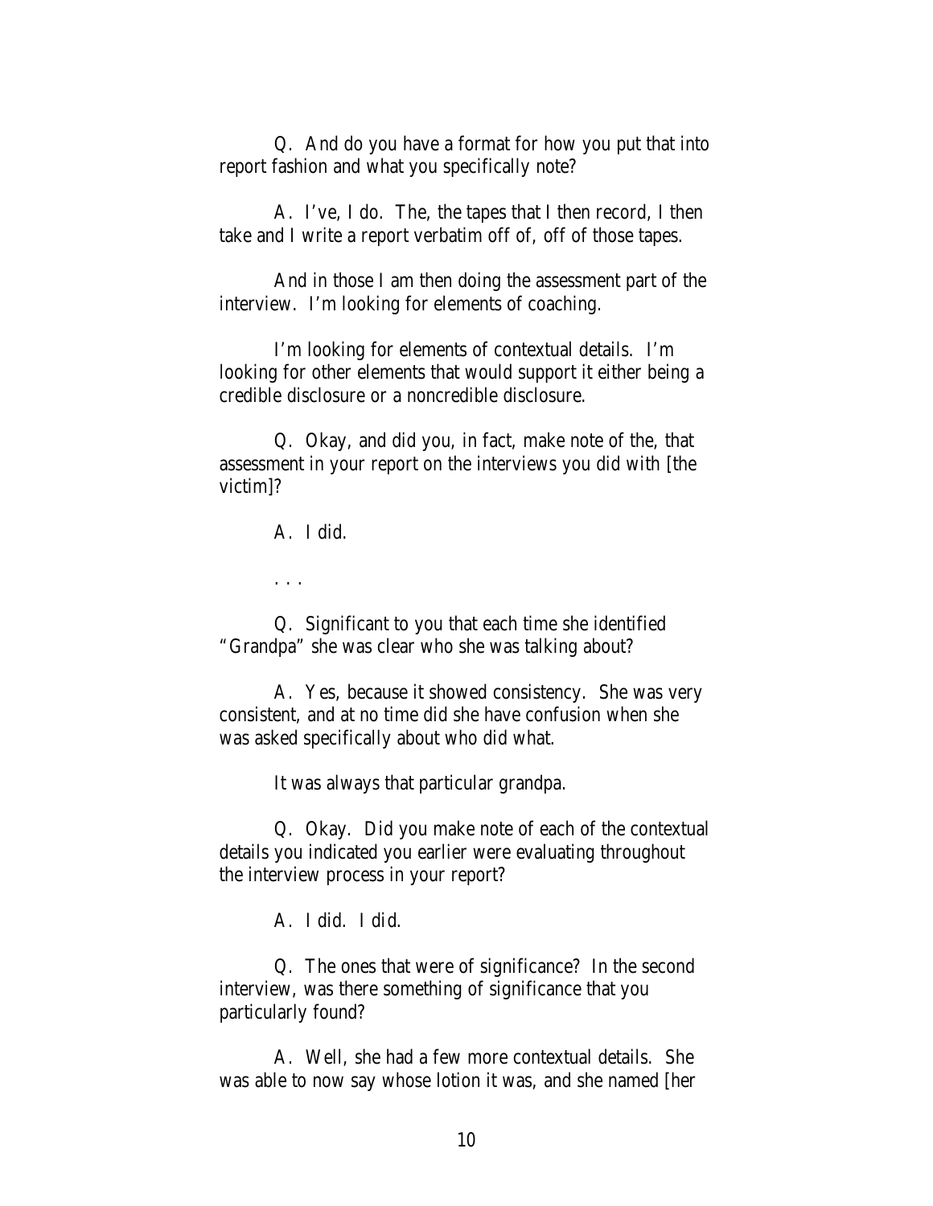Q. And do you have a format for how you put that into report fashion and what you specifically note?

A. I've, I do. The, the tapes that I then record, I then take and I write a report verbatim off of, off of those tapes.

And in those I am then doing the assessment part of the interview. I'm looking for elements of coaching.

I'm looking for elements of contextual details. I'm looking for other elements that would support it either being a credible disclosure or a noncredible disclosure.

Q. Okay, and did you, in fact, make note of the, that assessment in your report on the interviews you did with [the victim]?

A. I did.

. . .

Q. Significant to you that each time she identified "Grandpa" she was clear who she was talking about?

A. Yes, because it showed consistency. She was very consistent, and at no time did she have confusion when she was asked specifically about who did what.

It was always that particular grandpa.

Q. Okay. Did you make note of each of the contextual details you indicated you earlier were evaluating throughout the interview process in your report?

A. I did. I did.

Q. The ones that were of significance? In the second interview, was there something of significance that you particularly found?

A. Well, she had a few more contextual details. She was able to now say whose lotion it was, and she named [her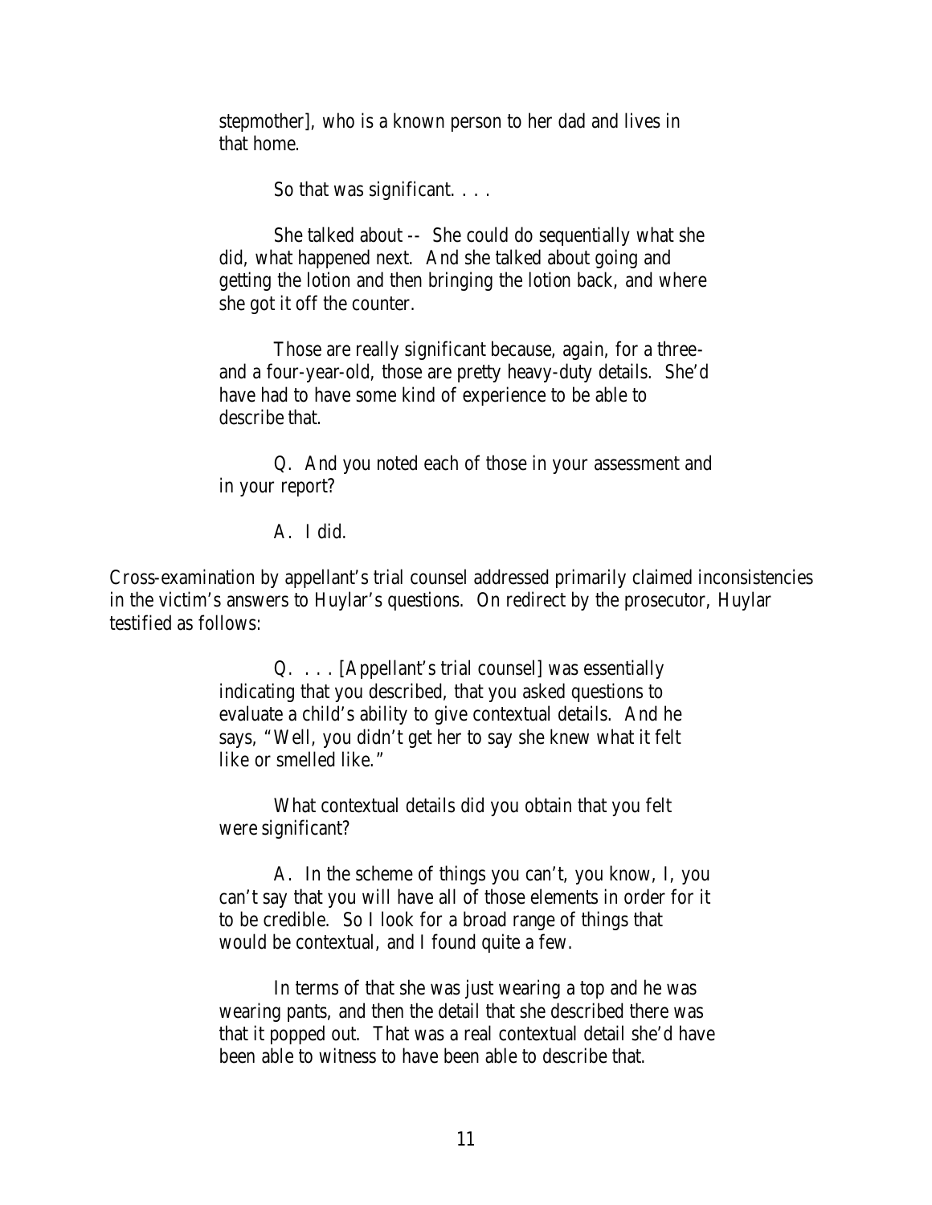> stepmother], who is a known person to her dad and lives in that home.
>
> So that was significant. . . .
>
> She talked about -- She could do sequentially what she did, what happened next. And she talked about going and getting the lotion and then bringing the lotion back, and where she got it off the counter.
>
> Those are really significant because, again, for a three- and a four-year-old, those are pretty heavy-duty details. She'd have had to have some kind of experience to be able to describe that.
>
> Q. And you noted each of those in your assessment and in your report?
>
> A. I did.

Cross-examination by appellant's trial counsel addressed primarily claimed inconsistencies in the victim's answers to Huylar's questions. On redirect by the prosecutor, Huylar testified as follows:

> Q. . . . [Appellant's trial counsel] was essentially indicating that you described, that you asked questions to evaluate a child's ability to give contextual details. And he says, "Well, you didn't get her to say she knew what it felt like or smelled like."
>
> What contextual details did you obtain that you felt were significant?
>
> A. In the scheme of things you can't, you know, I, you can't say that you will have all of those elements in order for it to be credible. So I look for a broad range of things that would be contextual, and I found quite a few.
>
> In terms of that she was just wearing a top and he was wearing pants, and then the detail that she described there was that it popped out. That was a real contextual detail she'd have been able to witness to have been able to describe that.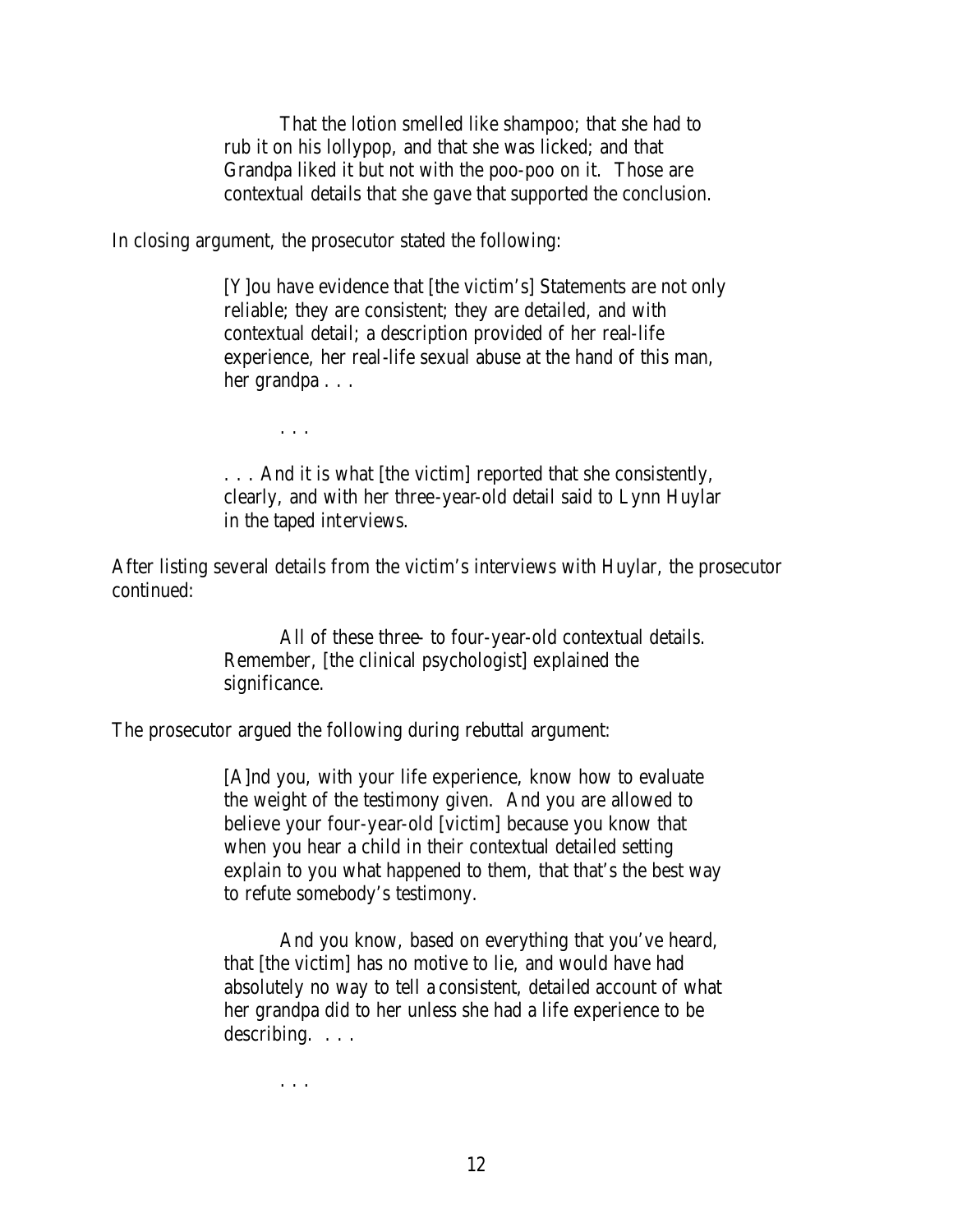> That the lotion smelled like shampoo; that she had to rub it on his lollypop, and that she was licked; and that Grandpa liked it but not with the poo-poo on it. Those are contextual details that she gave that supported the conclusion.

In closing argument, the prosecutor stated the following:

> [Y]ou have evidence that [the victim's] Statements are not only reliable; they are consistent; they are detailed, and with contextual detail; a description provided of her real-life experience, her real-life sexual abuse at the hand of this man, her grandpa . . .
>
> . . .
>
> . . . And it is what [the victim] reported that she consistently, clearly, and with her three-year-old detail said to Lynn Huylar in the taped interviews.

After listing several details from the victim's interviews with Huylar, the prosecutor continued:

> All of these three- to four-year-old contextual details. Remember, [the clinical psychologist] explained the significance.

The prosecutor argued the following during rebuttal argument:

> [A]nd you, with your life experience, know how to evaluate the weight of the testimony given. And you are allowed to believe your four-year-old [victim] because you know that when you hear a child in their contextual detailed setting explain to you what happened to them, that that's the best way to refute somebody's testimony.
>
> And you know, based on everything that you've heard, that [the victim] has no motive to lie, and would have had absolutely no way to tell a consistent, detailed account of what her grandpa did to her unless she had a life experience to be describing. . . .
>
> . . .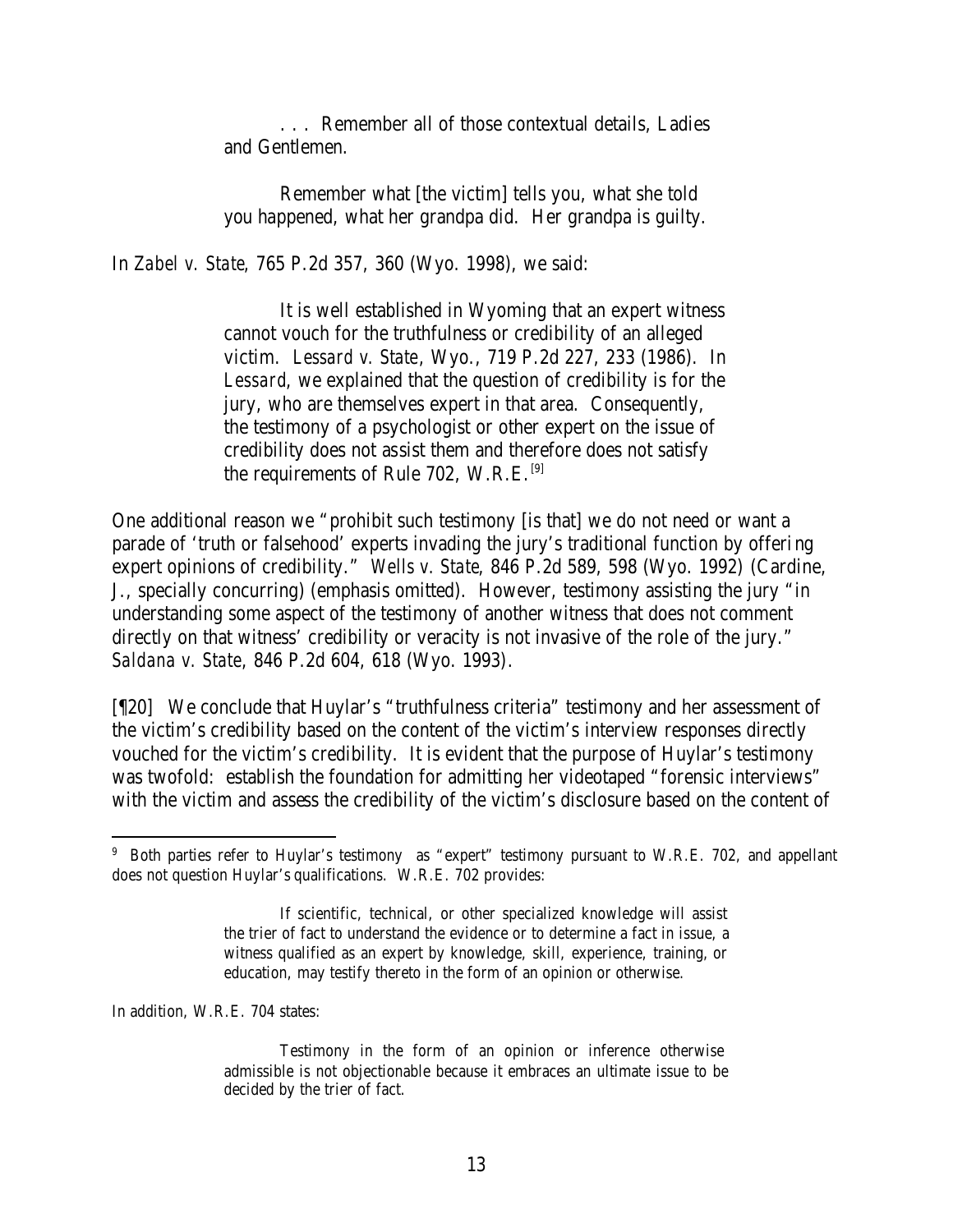> . . . Remember all of those contextual details, Ladies and Gentlemen.
>
> Remember what [the victim] tells you, what she told you happened, what her grandpa did. Her grandpa is guilty.

In *Zabel v. State*, 765 P.2d 357, 360 (Wyo. 1998), we said:

> It is well established in Wyoming that an expert witness cannot vouch for the truthfulness or credibility of an alleged victim. *Lessard v. State*, Wyo., 719 P.2d 227, 233 (1986). In *Lessard*, we explained that the question of credibility is for the jury, who are themselves expert in that area. Consequently, the testimony of a psychologist or other expert on the issue of credibility does not assist them and therefore does not satisfy the requirements of Rule 702, W.R.E.[9]

One additional reason we "prohibit such testimony [is that] we do not need or want a parade of 'truth or falsehood' experts invading the jury's traditional function by offering expert opinions of credibility." *Wells v. State*, 846 P.2d 589, 598 (Wyo. 1992) (Cardine, J., specially concurring) (emphasis omitted). However, testimony assisting the jury "in understanding some aspect of the testimony of another witness that does not comment directly on that witness' credibility or veracity is not invasive of the role of the jury." *Saldana v. State*, 846 P.2d 604, 618 (Wyo. 1993).

[¶20] We conclude that Huylar's "truthfulness criteria" testimony and her assessment of the victim's credibility based on the content of the victim's interview responses directly vouched for the victim's credibility. It is evident that the purpose of Huylar's testimony was twofold: establish the foundation for admitting her videotaped "forensic interviews" with the victim and assess the credibility of the victim's disclosure based on the content of

---

[9] Both parties refer to Huylar's testimony as "expert" testimony pursuant to W.R.E. 702, and appellant does not question Huylar's qualifications. W.R.E. 702 provides:

> If scientific, technical, or other specialized knowledge will assist the trier of fact to understand the evidence or to determine a fact in issue, a witness qualified as an expert by knowledge, skill, experience, training, or education, may testify thereto in the form of an opinion or otherwise.

In addition, W.R.E. 704 states:

> Testimony in the form of an opinion or inference otherwise admissible is not objectionable because it embraces an ultimate issue to be decided by the trier of fact.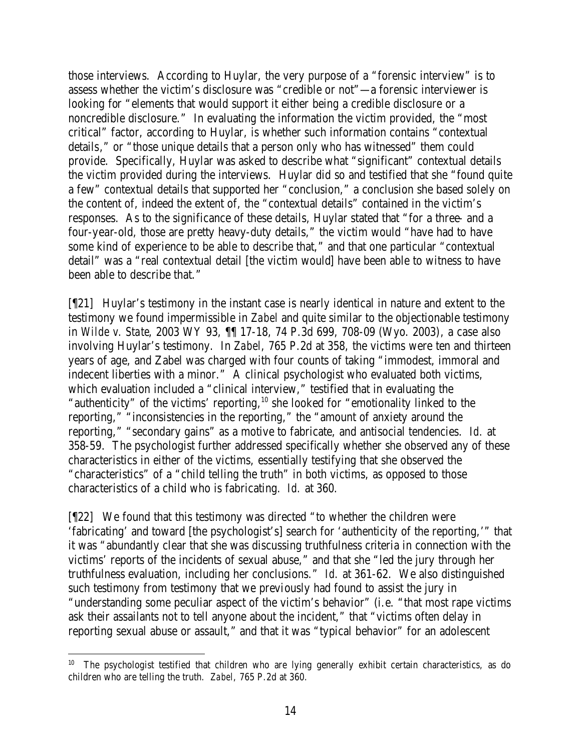those interviews. According to Huylar, the very purpose of a "forensic interview" is to assess whether the victim's disclosure was "credible or not"—a forensic interviewer is looking for "elements that would support it either being a credible disclosure or a noncredible disclosure." In evaluating the information the victim provided, the "most critical" factor, according to Huylar, is whether such information contains "contextual details," or "those unique details that a person only who has witnessed" them could provide. Specifically, Huylar was asked to describe what "significant" contextual details the victim provided during the interviews. Huylar did so and testified that she "found quite a few" contextual details that supported her "conclusion," a conclusion she based solely on the content of, indeed the extent of, the "contextual details" contained in the victim's responses. As to the significance of these details, Huylar stated that "for a three- and a four-year-old, those are pretty heavy-duty details," the victim would "have had to have some kind of experience to be able to describe that," and that one particular "contextual detail" was a "real contextual detail [the victim would] have been able to witness to have been able to describe that."

[¶21] Huylar's testimony in the instant case is nearly identical in nature and extent to the testimony we found impermissible in *Zabel* and quite similar to the objectionable testimony in *Wilde v. State*, 2003 WY 93, ¶¶ 17-18, 74 P.3d 699, 708-09 (Wyo. 2003), a case also involving Huylar's testimony. In *Zabel*, 765 P.2d at 358, the victims were ten and thirteen years of age, and Zabel was charged with four counts of taking "immodest, immoral and indecent liberties with a minor." A clinical psychologist who evaluated both victims, which evaluation included a "clinical interview," testified that in evaluating the "authenticity" of the victims' reporting,[10] she looked for "emotionality linked to the reporting," "inconsistencies in the reporting," the "amount of anxiety around the reporting," "secondary gains" as a motive to fabricate, and antisocial tendencies. *Id.* at 358-59. The psychologist further addressed specifically whether she observed any of these characteristics in either of the victims, essentially testifying that she observed the "characteristics" of a "child telling the truth" in both victims, as opposed to those characteristics of a child who is fabricating. *Id.* at 360.

[¶22] We found that this testimony was directed "to whether the children were 'fabricating' and toward [the psychologist's] search for 'authenticity of the reporting,'" that it was "abundantly clear that she was discussing truthfulness criteria in connection with the victims' reports of the incidents of sexual abuse," and that she "led the jury through her truthfulness evaluation, including her conclusions." *Id.* at 361-62. We also distinguished such testimony from testimony that we previously had found to assist the jury in "understanding some peculiar aspect of the victim's behavior" (*i.e.* "that most rape victims ask their assailants not to tell anyone about the incident," that "victims often delay in reporting sexual abuse or assault," and that it was "typical behavior" for an adolescent

---

[10] The psychologist testified that children who are lying generally exhibit certain characteristics, as do children who are telling the truth. *Zabel*, 765 P.2d at 360.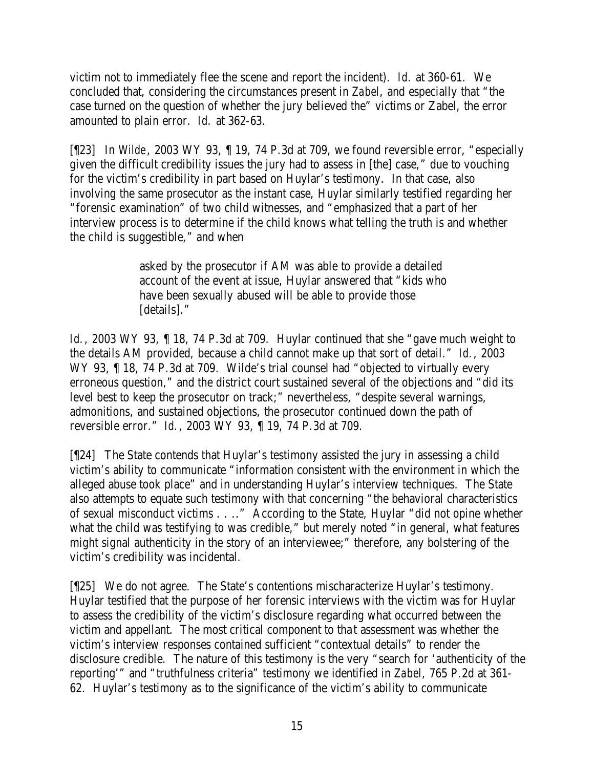victim not to immediately flee the scene and report the incident). *Id.* at 360-61. We concluded that, considering the circumstances present in *Zabel*, and especially that "the case turned on the question of whether the jury believed the" victims or Zabel, the error amounted to plain error. *Id.* at 362-63.

[¶23] In *Wilde*, 2003 WY 93, ¶ 19, 74 P.3d at 709, we found reversible error, "especially given the difficult credibility issues the jury had to assess in [the] case," due to vouching for the victim's credibility in part based on Huylar's testimony. In that case, also involving the same prosecutor as the instant case, Huylar similarly testified regarding her "forensic examination" of two child witnesses, and "emphasized that a part of her interview process is to determine if the child knows what telling the truth is and whether the child is suggestible," and when

> asked by the prosecutor if AM was able to provide a detailed account of the event at issue, Huylar answered that "kids who have been sexually abused will be able to provide those [details]."

*Id.*, 2003 WY 93, ¶ 18, 74 P.3d at 709. Huylar continued that she "gave much weight to the details AM provided, because a child cannot make up that sort of detail." *Id.*, 2003 WY 93, ¶ 18, 74 P.3d at 709. Wilde's trial counsel had "objected to virtually every erroneous question," and the district court sustained several of the objections and "did its level best to keep the prosecutor on track;" nevertheless, "despite several warnings, admonitions, and sustained objections, the prosecutor continued down the path of reversible error." *Id.*, 2003 WY 93, ¶ 19, 74 P.3d at 709.

[¶24] The State contends that Huylar's testimony assisted the jury in assessing a child victim's ability to communicate "information consistent with the environment in which the alleged abuse took place" and in understanding Huylar's interview techniques. The State also attempts to equate such testimony with that concerning "the behavioral characteristics of sexual misconduct victims . . .." According to the State, Huylar "did not opine whether what the child was testifying to was credible," but merely noted "in general, what features might signal authenticity in the story of an interviewee;" therefore, any bolstering of the victim's credibility was incidental.

[¶25] We do not agree. The State's contentions mischaracterize Huylar's testimony. Huylar testified that the purpose of her forensic interviews with the victim was for Huylar to assess the credibility of the victim's disclosure regarding what occurred between the victim and appellant. The most critical component to that assessment was whether the victim's interview responses contained sufficient "contextual details" to render the disclosure credible. The nature of this testimony is the very "search for 'authenticity of the reporting'" and "truthfulness criteria" testimony we identified in *Zabel*, 765 P.2d at 361-62. Huylar's testimony as to the significance of the victim's ability to communicate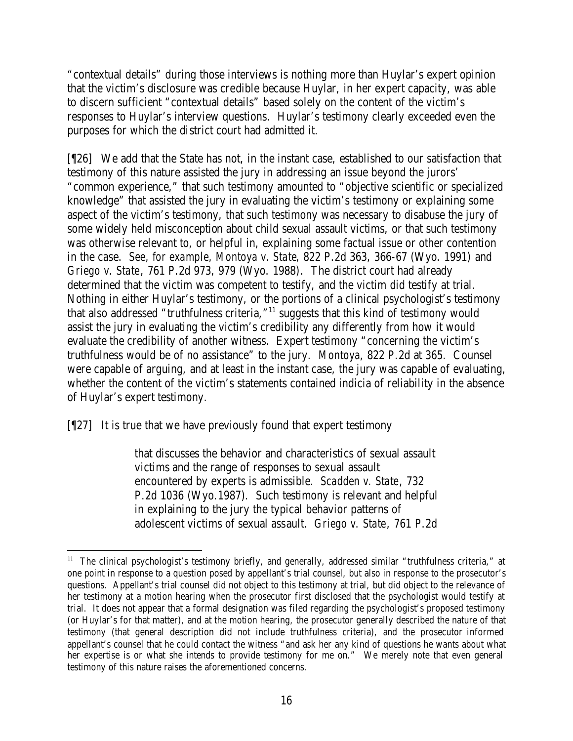"contextual details" during those interviews is nothing more than Huylar's expert opinion that the victim's disclosure was credible because Huylar, in her expert capacity, was able to discern sufficient "contextual details" based solely on the content of the victim's responses to Huylar's interview questions. Huylar's testimony clearly exceeded even the purposes for which the district court had admitted it.

[¶26] We add that the State has not, in the instant case, established to our satisfaction that testimony of this nature assisted the jury in addressing an issue beyond the jurors' "common experience," that such testimony amounted to "objective scientific or specialized knowledge" that assisted the jury in evaluating the victim's testimony or explaining some aspect of the victim's testimony, that such testimony was necessary to disabuse the jury of some widely held misconception about child sexual assault victims, or that such testimony was otherwise relevant to, or helpful in, explaining some factual issue or other contention in the case. *See, for example, Montoya v. State*, 822 P.2d 363, 366-67 (Wyo. 1991) and *Griego v. State*, 761 P.2d 973, 979 (Wyo. 1988). The district court had already determined that the victim was competent to testify, and the victim did testify at trial. Nothing in either Huylar's testimony, or the portions of a clinical psychologist's testimony that also addressed "truthfulness criteria,"[11] suggests that this kind of testimony would assist the jury in evaluating the victim's credibility any differently from how it would evaluate the credibility of another witness. Expert testimony "concerning the victim's truthfulness would be of no assistance" to the jury. *Montoya*, 822 P.2d at 365. Counsel were capable of arguing, and at least in the instant case, the jury was capable of evaluating, whether the content of the victim's statements contained indicia of reliability in the absence of Huylar's expert testimony.

[¶27] It is true that we have previously found that expert testimony

> that discusses the behavior and characteristics of sexual assault victims and the range of responses to sexual assault encountered by experts is admissible. *Scadden v. State*, 732 P.2d 1036 (Wyo.1987). Such testimony is relevant and helpful in explaining to the jury the typical behavior patterns of adolescent victims of sexual assault. *Griego v. State*, 761 P.2d

[11] The clinical psychologist's testimony briefly, and generally, addressed similar "truthfulness criteria," at one point in response to a question posed by appellant's trial counsel, but also in response to the prosecutor's questions. Appellant's trial counsel did not object to this testimony at trial, but did object to the relevance of her testimony at a motion hearing when the prosecutor first disclosed that the psychologist would testify at trial. It does not appear that a formal designation was filed regarding the psychologist's proposed testimony (or Huylar's for that matter), and at the motion hearing, the prosecutor generally described the nature of that testimony (that general description did not include truthfulness criteria), and the prosecutor informed appellant's counsel that he could contact the witness "and ask her any kind of questions he wants about what her expertise is or what she intends to provide testimony for me on." We merely note that even general testimony of this nature raises the aforementioned concerns.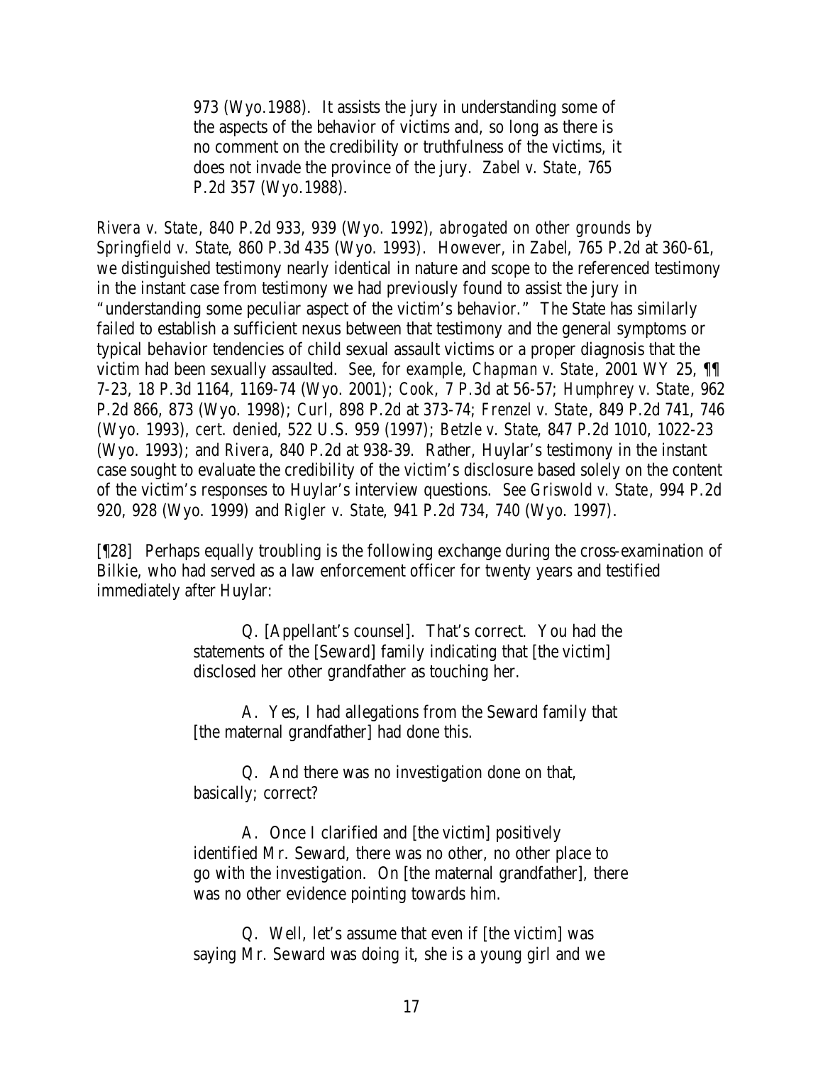> 973 (Wyo.1988). It assists the jury in understanding some of the aspects of the behavior of victims and, so long as there is no comment on the credibility or truthfulness of the victims, it does not invade the province of the jury. *Zabel v. State*, 765 P.2d 357 (Wyo.1988).

*Rivera v. State*, 840 P.2d 933, 939 (Wyo. 1992), *abrogated on other grounds by Springfield v. State*, 860 P.3d 435 (Wyo. 1993). However, in *Zabel*, 765 P.2d at 360-61, we distinguished testimony nearly identical in nature and scope to the referenced testimony in the instant case from testimony we had previously found to assist the jury in "understanding some peculiar aspect of the victim's behavior." The State has similarly failed to establish a sufficient nexus between that testimony and the general symptoms or typical behavior tendencies of child sexual assault victims or a proper diagnosis that the victim had been sexually assaulted. *See, for example, Chapman v. State*, 2001 WY 25, ¶¶ 7-23, 18 P.3d 1164, 1169-74 (Wyo. 2001); *Cook*, 7 P.3d at 56-57; *Humphrey v. State*, 962 P.2d 866, 873 (Wyo. 1998); *Curl*, 898 P.2d at 373-74; *Frenzel v. State*, 849 P.2d 741, 746 (Wyo. 1993), *cert. denied*, 522 U.S. 959 (1997); *Betzle v. State*, 847 P.2d 1010, 1022-23 (Wyo. 1993); and *Rivera*, 840 P.2d at 938-39. Rather, Huylar's testimony in the instant case sought to evaluate the credibility of the victim's disclosure based solely on the content of the victim's responses to Huylar's interview questions. *See Griswold v. State*, 994 P.2d 920, 928 (Wyo. 1999) and *Rigler v. State*, 941 P.2d 734, 740 (Wyo. 1997).

[¶28] Perhaps equally troubling is the following exchange during the cross-examination of Bilkie, who had served as a law enforcement officer for twenty years and testified immediately after Huylar:

> Q. [Appellant's counsel]. That's correct. You had the statements of the [Seward] family indicating that [the victim] disclosed her other grandfather as touching her.
>
> A. Yes, I had allegations from the Seward family that [the maternal grandfather] had done this.
>
> Q. And there was no investigation done on that, basically; correct?
>
> A. Once I clarified and [the victim] positively identified Mr. Seward, there was no other, no other place to go with the investigation. On [the maternal grandfather], there was no other evidence pointing towards him.
>
> Q. Well, let's assume that even if [the victim] was saying Mr. Seward was doing it, she is a young girl and we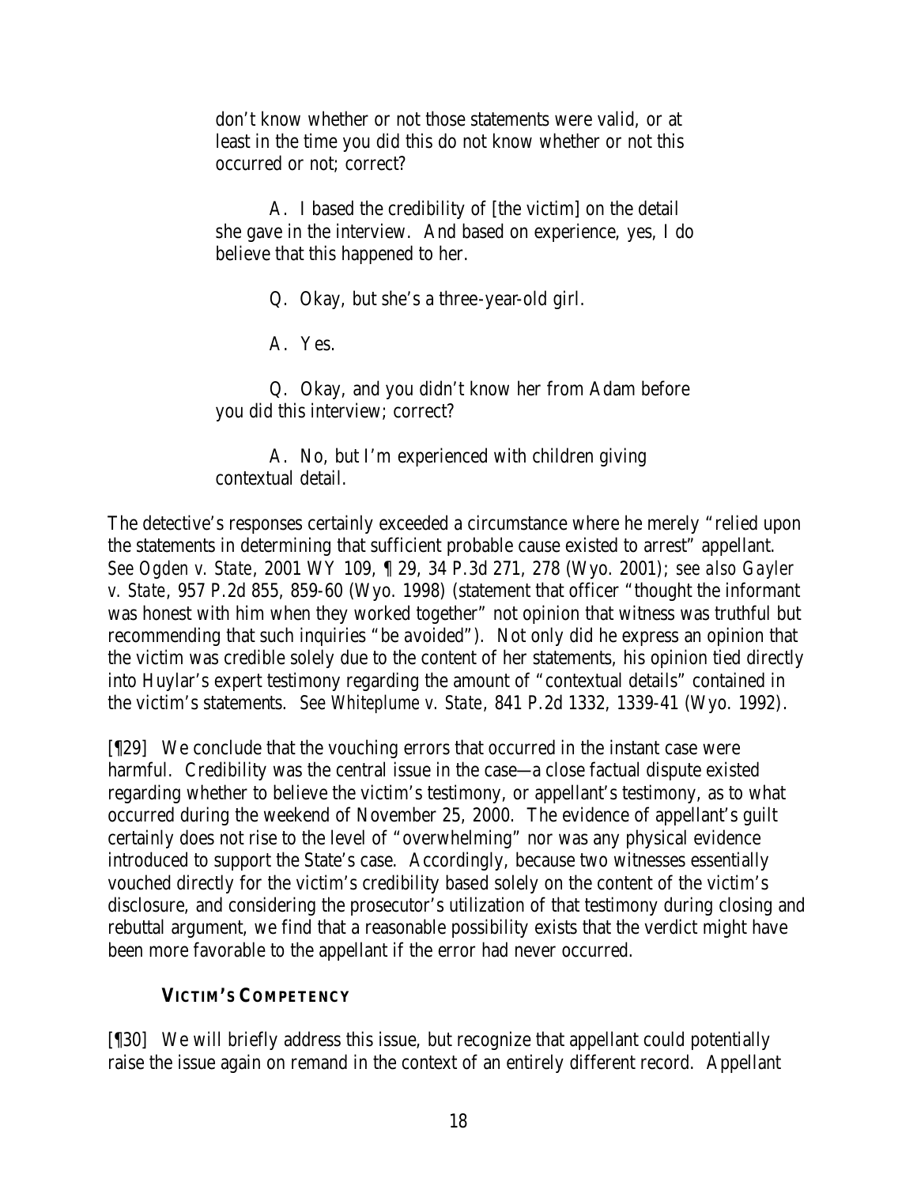don't know whether or not those statements were valid, or at least in the time you did this do not know whether or not this occurred or not; correct?

> A. I based the credibility of [the victim] on the detail she gave in the interview. And based on experience, yes, I do believe that this happened to her.
>
> Q. Okay, but she's a three-year-old girl.
>
> A. Yes.
>
> Q. Okay, and you didn't know her from Adam before you did this interview; correct?
>
> A. No, but I'm experienced with children giving contextual detail.

The detective's responses certainly exceeded a circumstance where he merely "relied upon the statements in determining that sufficient probable cause existed to arrest" appellant. *See Ogden v. State*, 2001 WY 109, ¶ 29, 34 P.3d 271, 278 (Wyo. 2001); *see also Gayler v. State*, 957 P.2d 855, 859-60 (Wyo. 1998) (statement that officer "thought the informant was honest with him when they worked together" not opinion that witness was truthful but recommending that such inquiries "be avoided"). Not only did he express an opinion that the victim was credible solely due to the content of her statements, his opinion tied directly into Huylar's expert testimony regarding the amount of "contextual details" contained in the victim's statements. *See Whiteplume v. State*, 841 P.2d 1332, 1339-41 (Wyo. 1992).

[¶29] We conclude that the vouching errors that occurred in the instant case were harmful. Credibility was the central issue in the case—a close factual dispute existed regarding whether to believe the victim's testimony, or appellant's testimony, as to what occurred during the weekend of November 25, 2000. The evidence of appellant's guilt certainly does not rise to the level of "overwhelming" nor was any physical evidence introduced to support the State's case. Accordingly, because two witnesses essentially vouched directly for the victim's credibility based solely on the content of the victim's disclosure, and considering the prosecutor's utilization of that testimony during closing and rebuttal argument, we find that a reasonable possibility exists that the verdict might have been more favorable to the appellant if the error had never occurred.

**VICTIM'S COMPETENCY**

[¶30] We will briefly address this issue, but recognize that appellant could potentially raise the issue again on remand in the context of an entirely different record. Appellant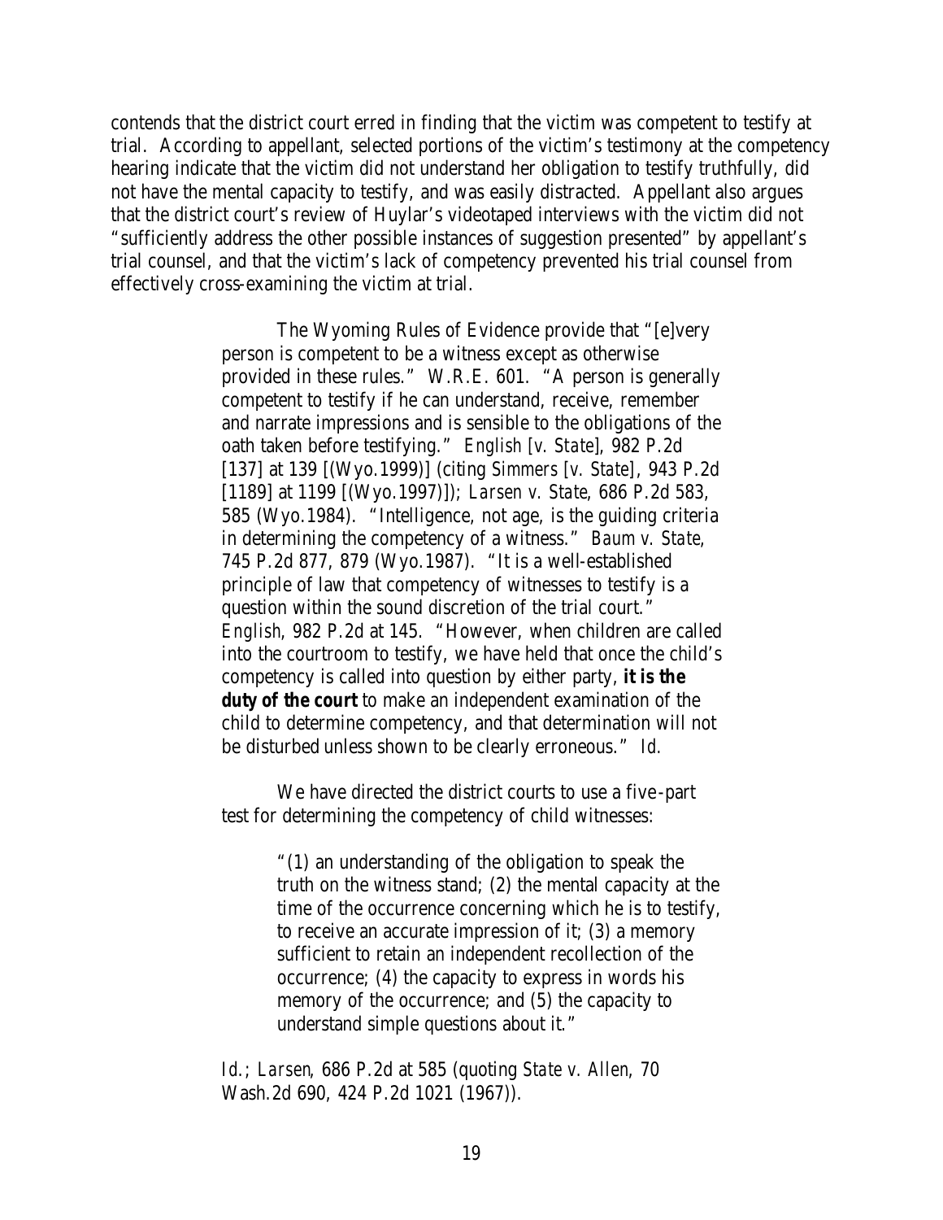contends that the district court erred in finding that the victim was competent to testify at trial. According to appellant, selected portions of the victim's testimony at the competency hearing indicate that the victim did not understand her obligation to testify truthfully, did not have the mental capacity to testify, and was easily distracted. Appellant also argues that the district court's review of Huylar's videotaped interviews with the victim did not "sufficiently address the other possible instances of suggestion presented" by appellant's trial counsel, and that the victim's lack of competency prevented his trial counsel from effectively cross-examining the victim at trial.

> The Wyoming Rules of Evidence provide that "[e]very person is competent to be a witness except as otherwise provided in these rules." W.R.E. 601. "A person is generally competent to testify if he can understand, receive, remember and narrate impressions and is sensible to the obligations of the oath taken before testifying." *English [v. State]*, 982 P.2d [137] at 139 [(Wyo.1999)] (citing *Simmers [v. State]*, 943 P.2d [1189] at 1199 [(Wyo.1997)]); *Larsen v. State*, 686 P.2d 583, 585 (Wyo.1984). "Intelligence, not age, is the guiding criteria in determining the competency of a witness." *Baum v. State*, 745 P.2d 877, 879 (Wyo.1987). "It is a well-established principle of law that competency of witnesses to testify is a question within the sound discretion of the trial court." *English*, 982 P.2d at 145. "However, when children are called into the courtroom to testify, we have held that once the child's competency is called into question by either party, **it is the duty of the court** to make an independent examination of the child to determine competency, and that determination will not be disturbed unless shown to be clearly erroneous." *Id.*
>
> We have directed the district courts to use a five-part test for determining the competency of child witnesses:
>
> > "(1) an understanding of the obligation to speak the truth on the witness stand; (2) the mental capacity at the time of the occurrence concerning which he is to testify, to receive an accurate impression of it; (3) a memory sufficient to retain an independent recollection of the occurrence; (4) the capacity to express in words his memory of the occurrence; and (5) the capacity to understand simple questions about it."
>
> *Id.*; *Larsen*, 686 P.2d at 585 (quoting *State v. Allen*, 70 Wash.2d 690, 424 P.2d 1021 (1967)).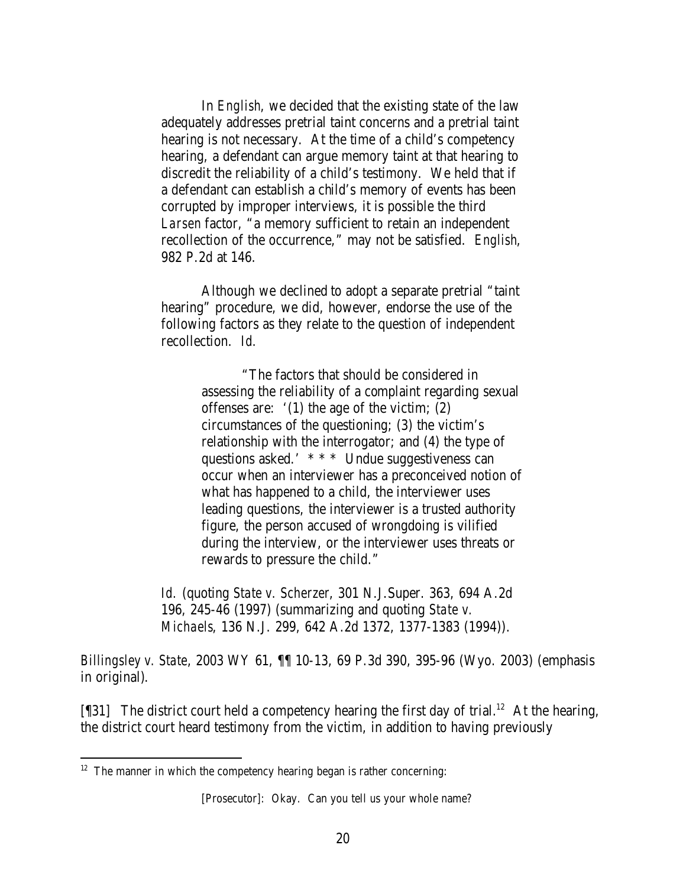In *English*, we decided that the existing state of the law adequately addresses pretrial taint concerns and a pretrial taint hearing is not necessary. At the time of a child's competency hearing, a defendant can argue memory taint at that hearing to discredit the reliability of a child's testimony. We held that if a defendant can establish a child's memory of events has been corrupted by improper interviews, it is possible the third *Larsen* factor, "a memory sufficient to retain an independent recollection of the occurrence," may not be satisfied. *English*, 982 P.2d at 146.

> Although we declined to adopt a separate pretrial "taint hearing" procedure, we did, however, endorse the use of the following factors as they relate to the question of independent recollection. *Id.*
>
> > "The factors that should be considered in assessing the reliability of a complaint regarding sexual offenses are: '(1) the age of the victim; (2) circumstances of the questioning; (3) the victim's relationship with the interrogator; and (4) the type of questions asked.' * * * Undue suggestiveness can occur when an interviewer has a preconceived notion of what has happened to a child, the interviewer uses leading questions, the interviewer is a trusted authority figure, the person accused of wrongdoing is vilified during the interview, or the interviewer uses threats or rewards to pressure the child."
>
> *Id.* (quoting *State v. Scherzer*, 301 N.J.Super. 363, 694 A.2d 196, 245-46 (1997) (summarizing and quoting *State v. Michaels*, 136 N.J. 299, 642 A.2d 1372, 1377-1383 (1994)).

*Billingsley v. State*, 2003 WY 61, ¶¶ 10-13, 69 P.3d 390, 395-96 (Wyo. 2003) (emphasis in original).

[¶31] The district court held a competency hearing the first day of trial.[12] At the hearing, the district court heard testimony from the victim, in addition to having previously

---

[12] The manner in which the competency hearing began is rather concerning:

> [Prosecutor]: Okay. Can you tell us your whole name?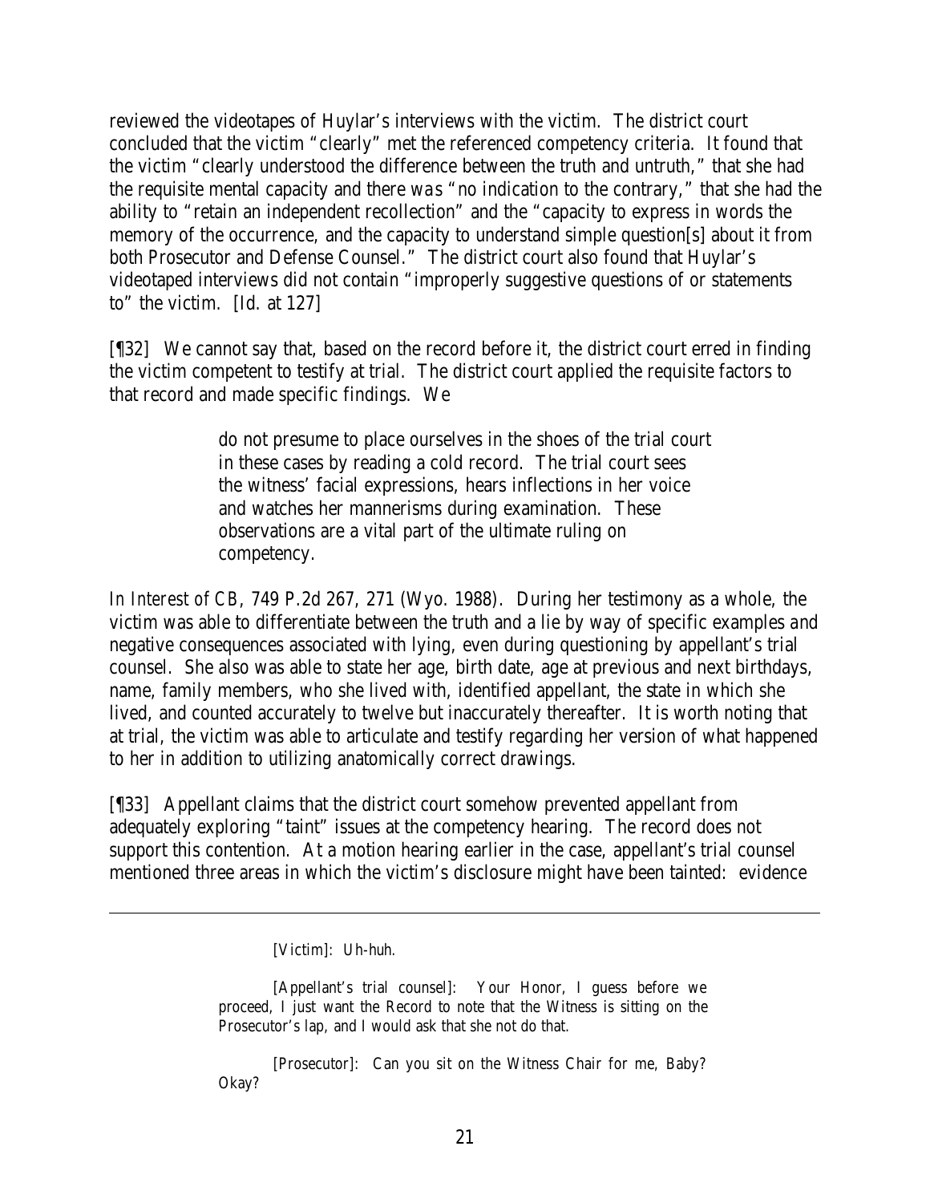reviewed the videotapes of Huylar's interviews with the victim. The district court concluded that the victim "clearly" met the referenced competency criteria. It found that the victim "clearly understood the difference between the truth and untruth," that she had the requisite mental capacity and there was "no indication to the contrary," that she had the ability to "retain an independent recollection" and the "capacity to express in words the memory of the occurrence, and the capacity to understand simple question[s] about it from both Prosecutor and Defense Counsel." The district court also found that Huylar's videotaped interviews did not contain "improperly suggestive questions of or statements to" the victim. [Id. at 127]

[¶32] We cannot say that, based on the record before it, the district court erred in finding the victim competent to testify at trial. The district court applied the requisite factors to that record and made specific findings. We

> do not presume to place ourselves in the shoes of the trial court in these cases by reading a cold record. The trial court sees the witness' facial expressions, hears inflections in her voice and watches her mannerisms during examination. These observations are a vital part of the ultimate ruling on competency.

*In Interest of CB*, 749 P.2d 267, 271 (Wyo. 1988). During her testimony as a whole, the victim was able to differentiate between the truth and a lie by way of specific examples and negative consequences associated with lying, even during questioning by appellant's trial counsel. She also was able to state her age, birth date, age at previous and next birthdays, name, family members, who she lived with, identified appellant, the state in which she lived, and counted accurately to twelve but inaccurately thereafter. It is worth noting that at trial, the victim was able to articulate and testify regarding her version of what happened to her in addition to utilizing anatomically correct drawings.

[¶33] Appellant claims that the district court somehow prevented appellant from adequately exploring "taint" issues at the competency hearing. The record does not support this contention. At a motion hearing earlier in the case, appellant's trial counsel mentioned three areas in which the victim's disclosure might have been tainted: evidence

---

> [Victim]: Uh-huh.
>
> [Appellant's trial counsel]: Your Honor, I guess before we proceed, I just want the Record to note that the Witness is sitting on the Prosecutor's lap, and I would ask that she not do that.
>
> [Prosecutor]: Can you sit on the Witness Chair for me, Baby? Okay?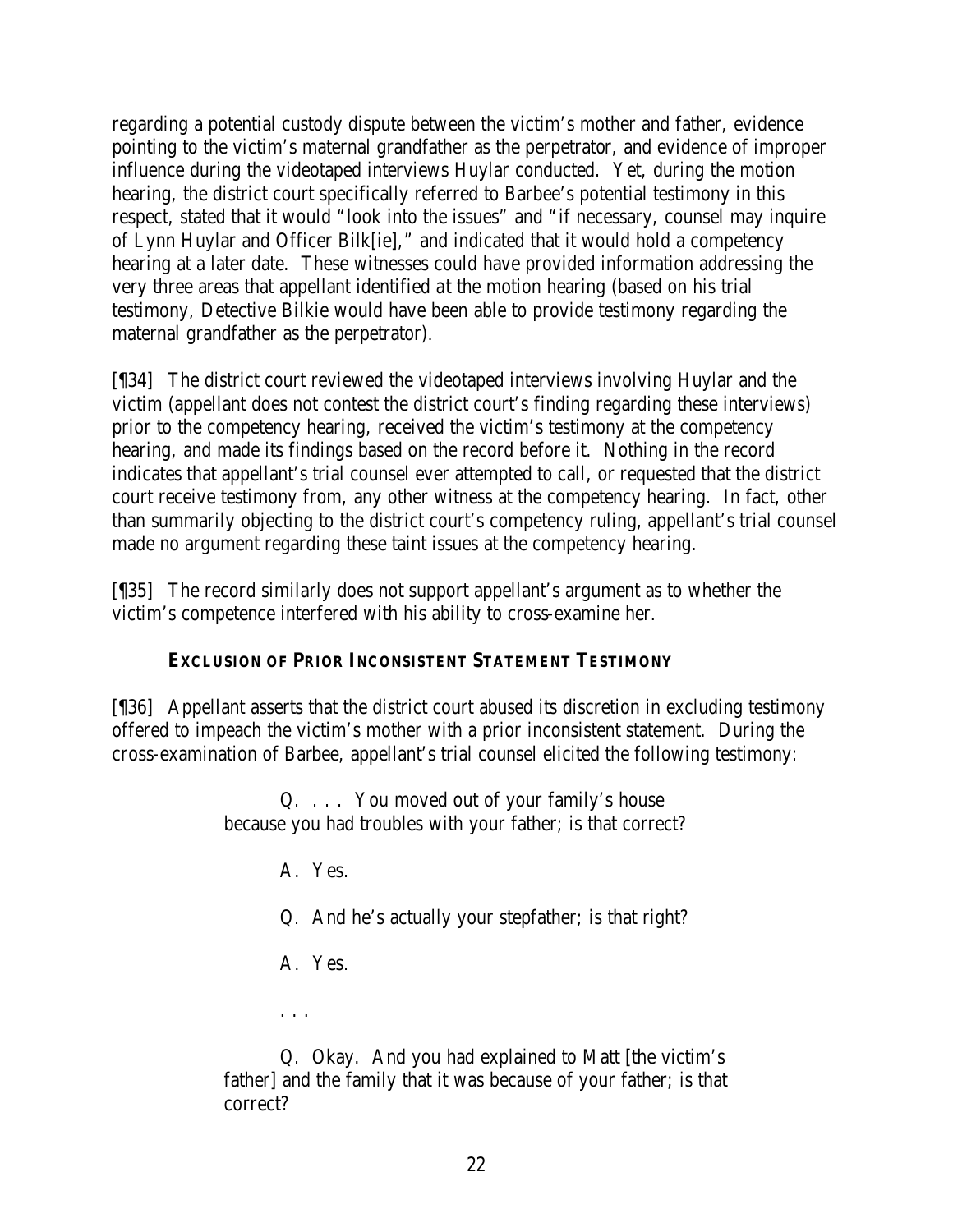regarding a potential custody dispute between the victim's mother and father, evidence pointing to the victim's maternal grandfather as the perpetrator, and evidence of improper influence during the videotaped interviews Huylar conducted. Yet, during the motion hearing, the district court specifically referred to Barbee's potential testimony in this respect, stated that it would "look into the issues" and "if necessary, counsel may inquire of Lynn Huylar and Officer Bilk[ie]," and indicated that it would hold a competency hearing at a later date. These witnesses could have provided information addressing the very three areas that appellant identified at the motion hearing (based on his trial testimony, Detective Bilkie would have been able to provide testimony regarding the maternal grandfather as the perpetrator).

[¶34] The district court reviewed the videotaped interviews involving Huylar and the victim (appellant does not contest the district court's finding regarding these interviews) prior to the competency hearing, received the victim's testimony at the competency hearing, and made its findings based on the record before it. Nothing in the record indicates that appellant's trial counsel ever attempted to call, or requested that the district court receive testimony from, any other witness at the competency hearing. In fact, other than summarily objecting to the district court's competency ruling, appellant's trial counsel made no argument regarding these taint issues at the competency hearing.

[¶35] The record similarly does not support appellant's argument as to whether the victim's competence interfered with his ability to cross-examine her.

**EXCLUSION OF PRIOR INCONSISTENT STATEMENT TESTIMONY**

[¶36] Appellant asserts that the district court abused its discretion in excluding testimony offered to impeach the victim's mother with a prior inconsistent statement. During the cross-examination of Barbee, appellant's trial counsel elicited the following testimony:

> Q. . . . You moved out of your family's house because you had troubles with your father; is that correct?
>
> A. Yes.
>
> Q. And he's actually your stepfather; is that right?
>
> A. Yes.
>
> . . .
>
> Q. Okay. And you had explained to Matt [the victim's father] and the family that it was because of your father; is that correct?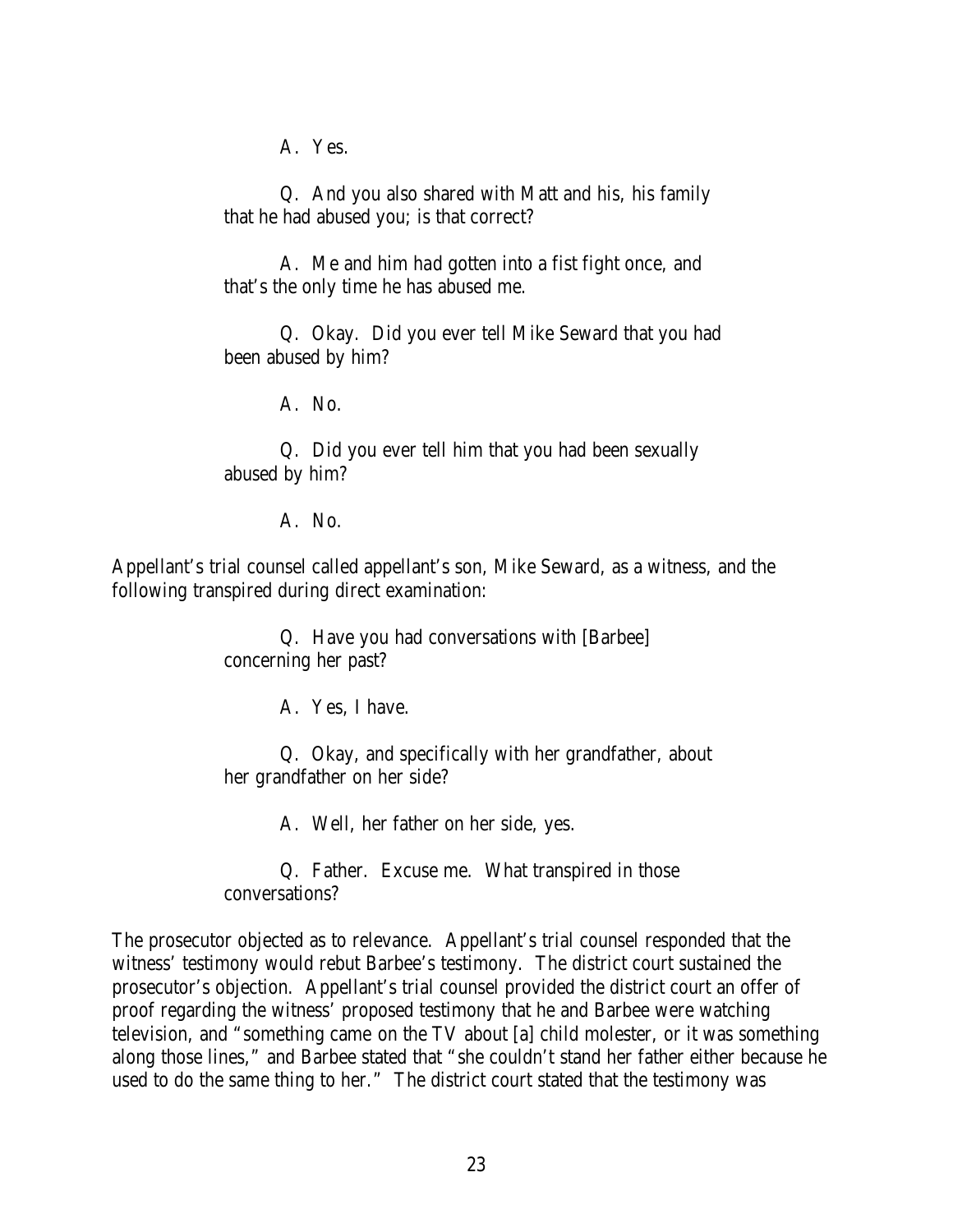A. Yes.

Q. And you also shared with Matt and his, his family that he had abused you; is that correct?

A. Me and him had gotten into a fist fight once, and that's the only time he has abused me.

Q. Okay. Did you ever tell Mike Seward that you had been abused by him?

A. No.

Q. Did you ever tell him that you had been sexually abused by him?

A. No.

Appellant's trial counsel called appellant's son, Mike Seward, as a witness, and the following transpired during direct examination:

Q. Have you had conversations with [Barbee] concerning her past?

A. Yes, I have.

Q. Okay, and specifically with her grandfather, about her grandfather on her side?

A. Well, her father on her side, yes.

Q. Father. Excuse me. What transpired in those conversations?

The prosecutor objected as to relevance. Appellant's trial counsel responded that the witness' testimony would rebut Barbee's testimony. The district court sustained the prosecutor's objection. Appellant's trial counsel provided the district court an offer of proof regarding the witness' proposed testimony that he and Barbee were watching television, and "something came on the TV about [a] child molester, or it was something along those lines," and Barbee stated that "she couldn't stand her father either because he used to do the same thing to her." The district court stated that the testimony was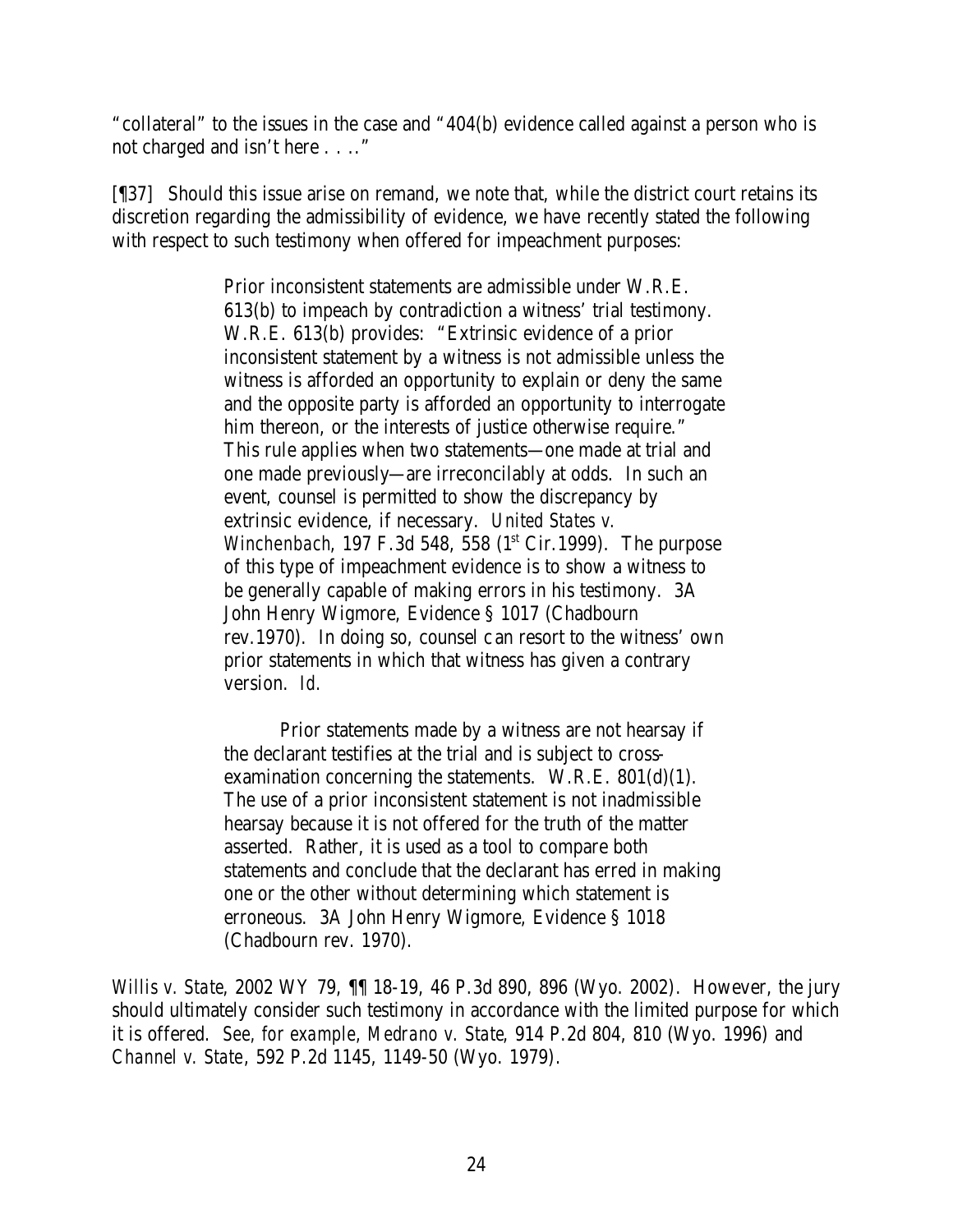"collateral" to the issues in the case and "404(b) evidence called against a person who is not charged and isn't here . . .."

[¶37] Should this issue arise on remand, we note that, while the district court retains its discretion regarding the admissibility of evidence, we have recently stated the following with respect to such testimony when offered for impeachment purposes:

> Prior inconsistent statements are admissible under W.R.E. 613(b) to impeach by contradiction a witness' trial testimony. W.R.E. 613(b) provides: "Extrinsic evidence of a prior inconsistent statement by a witness is not admissible unless the witness is afforded an opportunity to explain or deny the same and the opposite party is afforded an opportunity to interrogate him thereon, or the interests of justice otherwise require." This rule applies when two statements—one made at trial and one made previously—are irreconcilably at odds. In such an event, counsel is permitted to show the discrepancy by extrinsic evidence, if necessary. *United States v. Winchenbach*, 197 F.3d 548, 558 (1st Cir.1999). The purpose of this type of impeachment evidence is to show a witness to be generally capable of making errors in his testimony. 3A John Henry Wigmore, Evidence § 1017 (Chadbourn rev.1970). In doing so, counsel can resort to the witness' own prior statements in which that witness has given a contrary version. *Id.*
>
> Prior statements made by a witness are not hearsay if the declarant testifies at the trial and is subject to cross-examination concerning the statements. W.R.E. 801(d)(1). The use of a prior inconsistent statement is not inadmissible hearsay because it is not offered for the truth of the matter asserted. Rather, it is used as a tool to compare both statements and conclude that the declarant has erred in making one or the other without determining which statement is erroneous. 3A John Henry Wigmore, Evidence § 1018 (Chadbourn rev. 1970).

*Willis v. State*, 2002 WY 79, ¶¶ 18-19, 46 P.3d 890, 896 (Wyo. 2002). However, the jury should ultimately consider such testimony in accordance with the limited purpose for which it is offered. *See, for example, Medrano v. State*, 914 P.2d 804, 810 (Wyo. 1996) and *Channel v. State*, 592 P.2d 1145, 1149-50 (Wyo. 1979).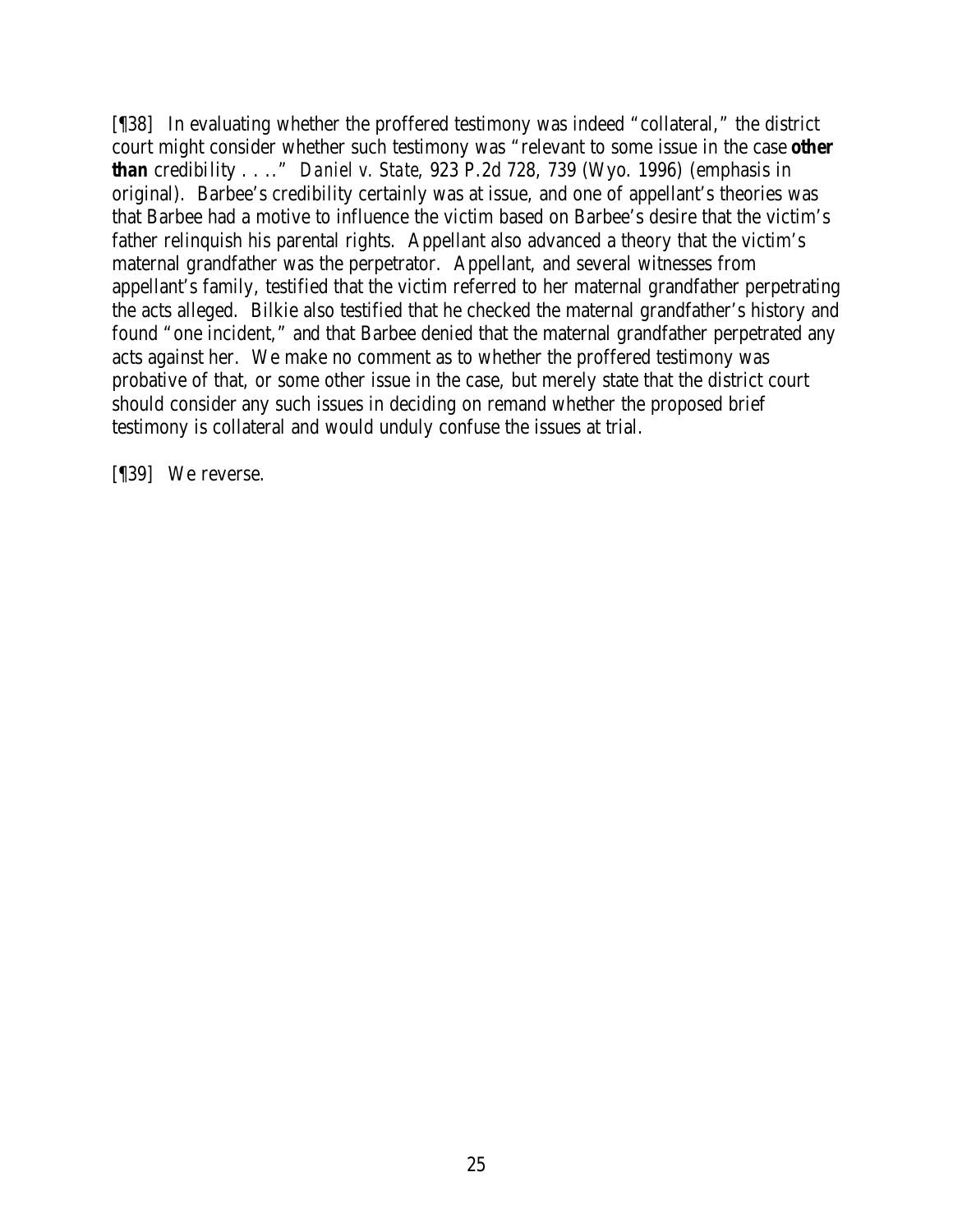[¶38] In evaluating whether the proffered testimony was indeed "collateral," the district court might consider whether such testimony was "relevant to some issue in the case **other than** credibility . . .." *Daniel v. State*, 923 P.2d 728, 739 (Wyo. 1996) (emphasis in original). Barbee's credibility certainly was at issue, and one of appellant's theories was that Barbee had a motive to influence the victim based on Barbee's desire that the victim's father relinquish his parental rights. Appellant also advanced a theory that the victim's maternal grandfather was the perpetrator. Appellant, and several witnesses from appellant's family, testified that the victim referred to her maternal grandfather perpetrating the acts alleged. Bilkie also testified that he checked the maternal grandfather's history and found "one incident," and that Barbee denied that the maternal grandfather perpetrated any acts against her. We make no comment as to whether the proffered testimony was probative of that, or some other issue in the case, but merely state that the district court should consider any such issues in deciding on remand whether the proposed brief testimony is collateral and would unduly confuse the issues at trial.

[¶39] We reverse.